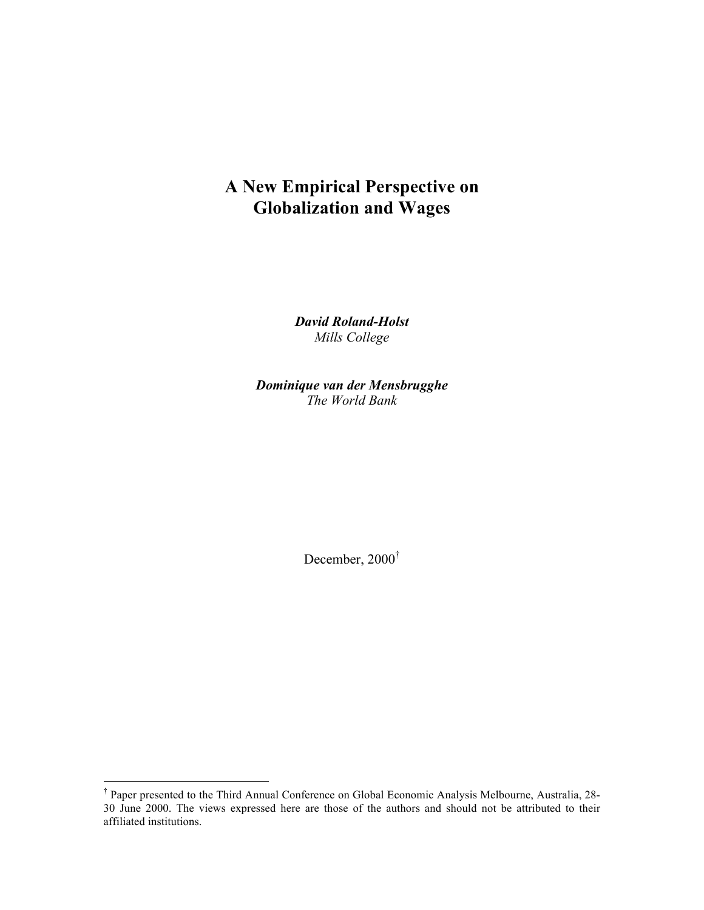# A New Empirical Perspective on Globalization and Wages

***David Roland-Holst***
*Mills College*

***Dominique van der Mensbrugghe***
*The World Bank*

December, 2000[†]

---

[†] Paper presented to the Third Annual Conference on Global Economic Analysis Melbourne, Australia, 28-30 June 2000. The views expressed here are those of the authors and should not be attributed to their affiliated institutions.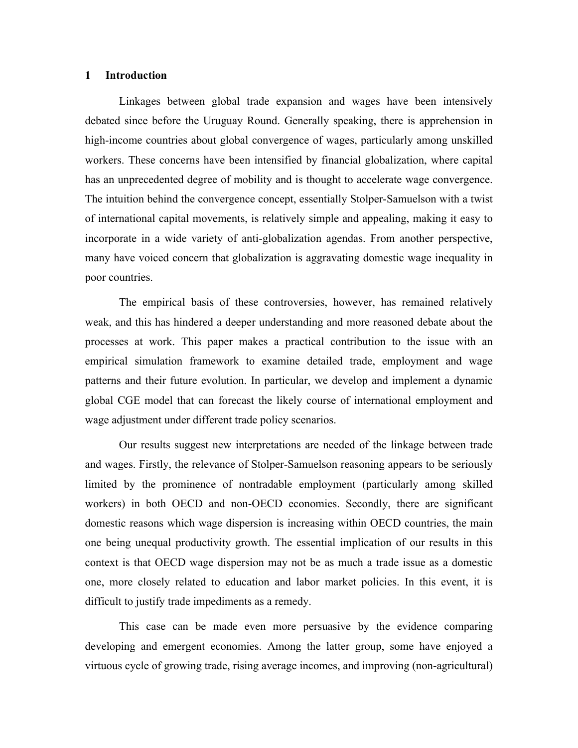## 1 Introduction

Linkages between global trade expansion and wages have been intensively debated since before the Uruguay Round. Generally speaking, there is apprehension in high-income countries about global convergence of wages, particularly among unskilled workers. These concerns have been intensified by financial globalization, where capital has an unprecedented degree of mobility and is thought to accelerate wage convergence. The intuition behind the convergence concept, essentially Stolper-Samuelson with a twist of international capital movements, is relatively simple and appealing, making it easy to incorporate in a wide variety of anti-globalization agendas. From another perspective, many have voiced concern that globalization is aggravating domestic wage inequality in poor countries.

The empirical basis of these controversies, however, has remained relatively weak, and this has hindered a deeper understanding and more reasoned debate about the processes at work. This paper makes a practical contribution to the issue with an empirical simulation framework to examine detailed trade, employment and wage patterns and their future evolution. In particular, we develop and implement a dynamic global CGE model that can forecast the likely course of international employment and wage adjustment under different trade policy scenarios.

Our results suggest new interpretations are needed of the linkage between trade and wages. Firstly, the relevance of Stolper-Samuelson reasoning appears to be seriously limited by the prominence of nontradable employment (particularly among skilled workers) in both OECD and non-OECD economies. Secondly, there are significant domestic reasons which wage dispersion is increasing within OECD countries, the main one being unequal productivity growth. The essential implication of our results in this context is that OECD wage dispersion may not be as much a trade issue as a domestic one, more closely related to education and labor market policies. In this event, it is difficult to justify trade impediments as a remedy.

This case can be made even more persuasive by the evidence comparing developing and emergent economies. Among the latter group, some have enjoyed a virtuous cycle of growing trade, rising average incomes, and improving (non-agricultural)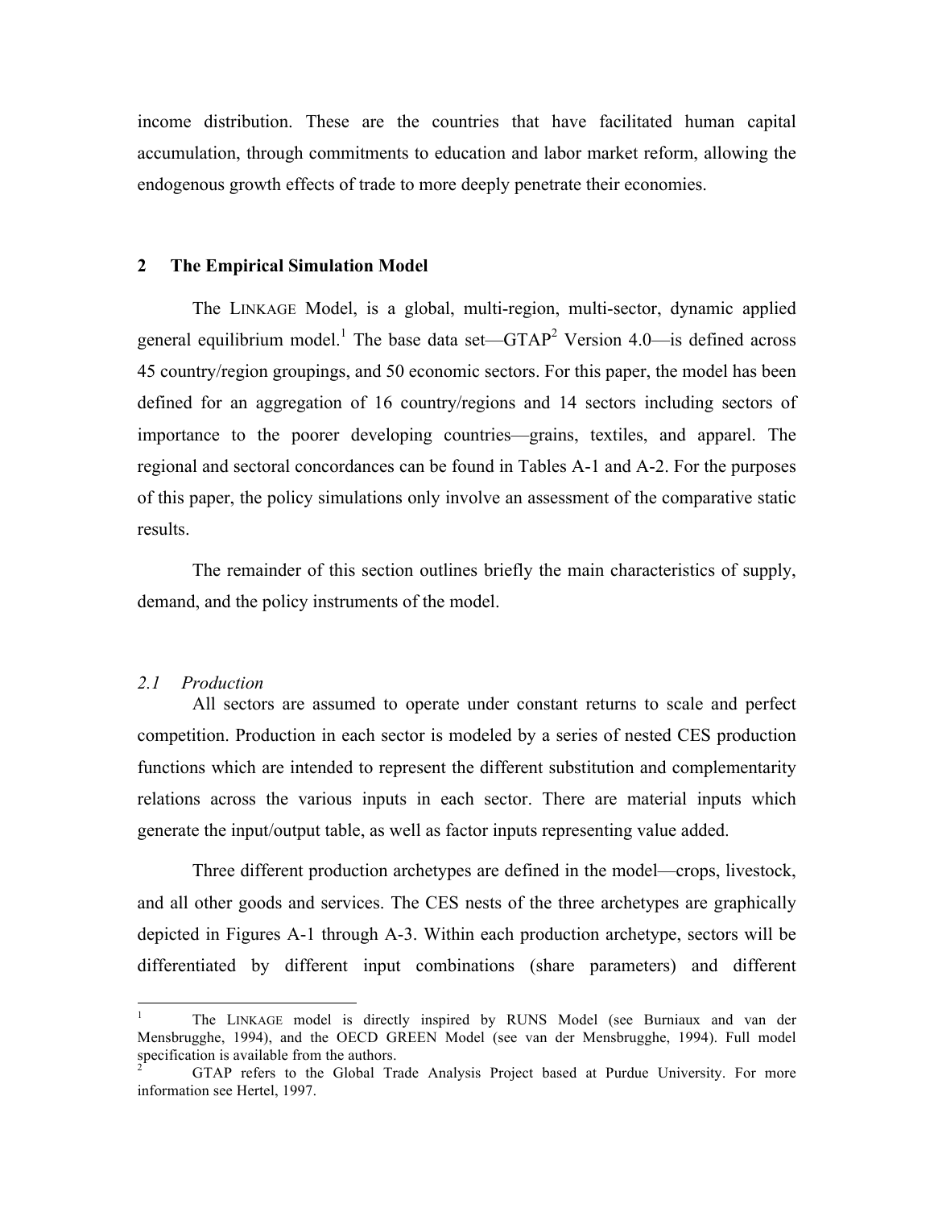income distribution. These are the countries that have facilitated human capital accumulation, through commitments to education and labor market reform, allowing the endogenous growth effects of trade to more deeply penetrate their economies.

## 2 The Empirical Simulation Model

The LINKAGE Model, is a global, multi-region, multi-sector, dynamic applied general equilibrium model.[1] The base data set—GTAP[2] Version 4.0—is defined across 45 country/region groupings, and 50 economic sectors. For this paper, the model has been defined for an aggregation of 16 country/regions and 14 sectors including sectors of importance to the poorer developing countries—grains, textiles, and apparel. The regional and sectoral concordances can be found in Tables A-1 and A-2. For the purposes of this paper, the policy simulations only involve an assessment of the comparative static results.

The remainder of this section outlines briefly the main characteristics of supply, demand, and the policy instruments of the model.

### *2.1 Production*

All sectors are assumed to operate under constant returns to scale and perfect competition. Production in each sector is modeled by a series of nested CES production functions which are intended to represent the different substitution and complementarity relations across the various inputs in each sector. There are material inputs which generate the input/output table, as well as factor inputs representing value added.

Three different production archetypes are defined in the model—crops, livestock, and all other goods and services. The CES nests of the three archetypes are graphically depicted in Figures A-1 through A-3. Within each production archetype, sectors will be differentiated by different input combinations (share parameters) and different

---

[1] The LINKAGE model is directly inspired by RUNS Model (see Burniaux and van der Mensbrugghe, 1994), and the OECD GREEN Model (see van der Mensbrugghe, 1994). Full model specification is available from the authors.

[2] GTAP refers to the Global Trade Analysis Project based at Purdue University. For more information see Hertel, 1997.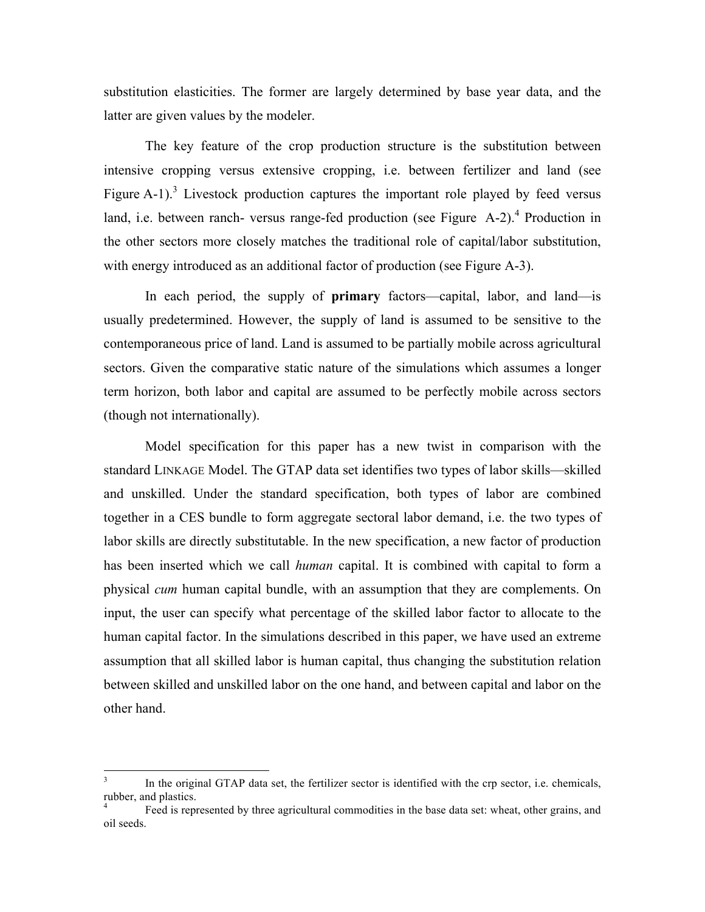substitution elasticities. The former are largely determined by base year data, and the latter are given values by the modeler.

The key feature of the crop production structure is the substitution between intensive cropping versus extensive cropping, i.e. between fertilizer and land (see Figure A-1).[3] Livestock production captures the important role played by feed versus land, i.e. between ranch- versus range-fed production (see Figure A-2).[4] Production in the other sectors more closely matches the traditional role of capital/labor substitution, with energy introduced as an additional factor of production (see Figure A-3).

In each period, the supply of **primary** factors—capital, labor, and land—is usually predetermined. However, the supply of land is assumed to be sensitive to the contemporaneous price of land. Land is assumed to be partially mobile across agricultural sectors. Given the comparative static nature of the simulations which assumes a longer term horizon, both labor and capital are assumed to be perfectly mobile across sectors (though not internationally).

Model specification for this paper has a new twist in comparison with the standard LINKAGE Model. The GTAP data set identifies two types of labor skills—skilled and unskilled. Under the standard specification, both types of labor are combined together in a CES bundle to form aggregate sectoral labor demand, i.e. the two types of labor skills are directly substitutable. In the new specification, a new factor of production has been inserted which we call *human* capital. It is combined with capital to form a physical *cum* human capital bundle, with an assumption that they are complements. On input, the user can specify what percentage of the skilled labor factor to allocate to the human capital factor. In the simulations described in this paper, we have used an extreme assumption that all skilled labor is human capital, thus changing the substitution relation between skilled and unskilled labor on the one hand, and between capital and labor on the other hand.

[3] In the original GTAP data set, the fertilizer sector is identified with the crp sector, i.e. chemicals, rubber, and plastics.

[4] Feed is represented by three agricultural commodities in the base data set: wheat, other grains, and oil seeds.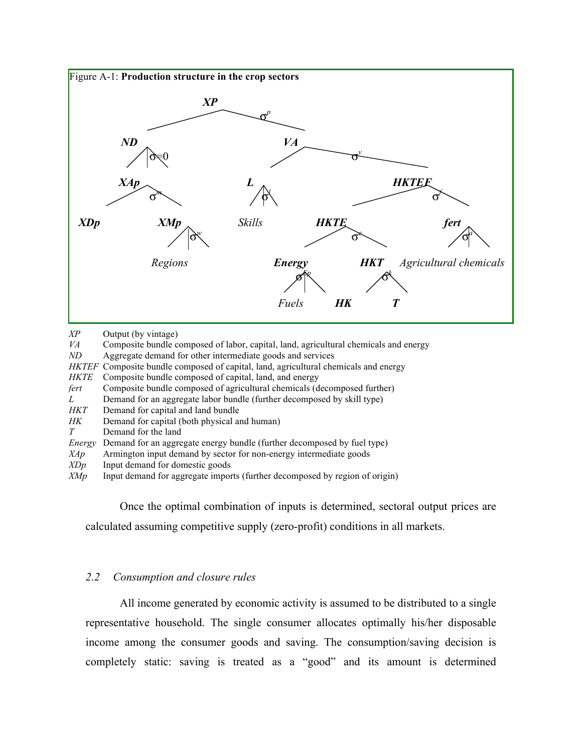Figure A-1: **Production structure in the crop sectors**

| | |
|---|---|
| *XP* | Output (by vintage) |
| *VA* | Composite bundle composed of labor, capital, land, agricultural chemicals and energy |
| *ND* | Aggregate demand for other intermediate goods and services |
| *HKTEF* | Composite bundle composed of capital, land, agricultural chemicals and energy |
| *HKTE* | Composite bundle composed of capital, land, and energy |
| *fert* | Composite bundle composed of agricultural chemicals (decomposed further) |
| *L* | Demand for an aggregate labor bundle (further decomposed by skill type) |
| *HKT* | Demand for capital and land bundle |
| *HK* | Demand for capital (both physical and human) |
| *T* | Demand for the land |
| *Energy* | Demand for an aggregate energy bundle (further decomposed by fuel type) |
| *XAp* | Armington input demand by sector for non-energy intermediate goods |
| *XDp* | Input demand for domestic goods |
| *XMp* | Input demand for aggregate imports (further decomposed by region of origin) |

Once the optimal combination of inputs is determined, sectoral output prices are calculated assuming competitive supply (zero-profit) conditions in all markets.

### *2.2 Consumption and closure rules*

All income generated by economic activity is assumed to be distributed to a single representative household. The single consumer allocates optimally his/her disposable income among the consumer goods and saving. The consumption/saving decision is completely static: saving is treated as a "good" and its amount is determined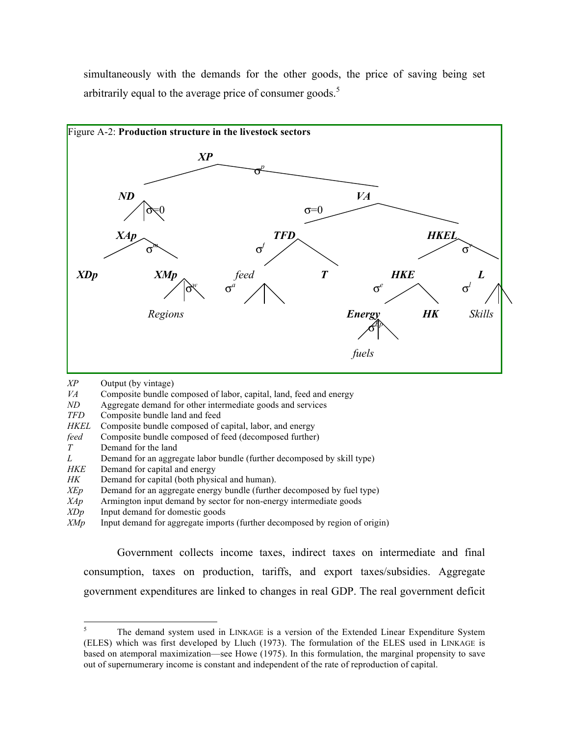simultaneously with the demands for the other goods, the price of saving being set arbitrarily equal to the average price of consumer goods.[5]

Figure A-2: **Production structure in the livestock sectors**

| | |
|---|---|
| *XP* | Output (by vintage) |
| *VA* | Composite bundle composed of labor, capital, land, feed and energy |
| *ND* | Aggregate demand for other intermediate goods and services |
| *TFD* | Composite bundle land and feed |
| *HKEL* | Composite bundle composed of capital, labor, and energy |
| *feed* | Composite bundle composed of feed (decomposed further) |
| *T* | Demand for the land |
| *L* | Demand for an aggregate labor bundle (further decomposed by skill type) |
| *HKE* | Demand for capital and energy |
| *HK* | Demand for capital (both physical and human). |
| *XEp* | Demand for an aggregate energy bundle (further decomposed by fuel type) |
| *XAp* | Armington input demand by sector for non-energy intermediate goods |
| *XDp* | Input demand for domestic goods |
| *XMp* | Input demand for aggregate imports (further decomposed by region of origin) |

Government collects income taxes, indirect taxes on intermediate and final consumption, taxes on production, tariffs, and export taxes/subsidies. Aggregate government expenditures are linked to changes in real GDP. The real government deficit

[5] The demand system used in LINKAGE is a version of the Extended Linear Expenditure System (ELES) which was first developed by Lluch (1973). The formulation of the ELES used in LINKAGE is based on atemporal maximization—see Howe (1975). In this formulation, the marginal propensity to save out of supernumerary income is constant and independent of the rate of reproduction of capital.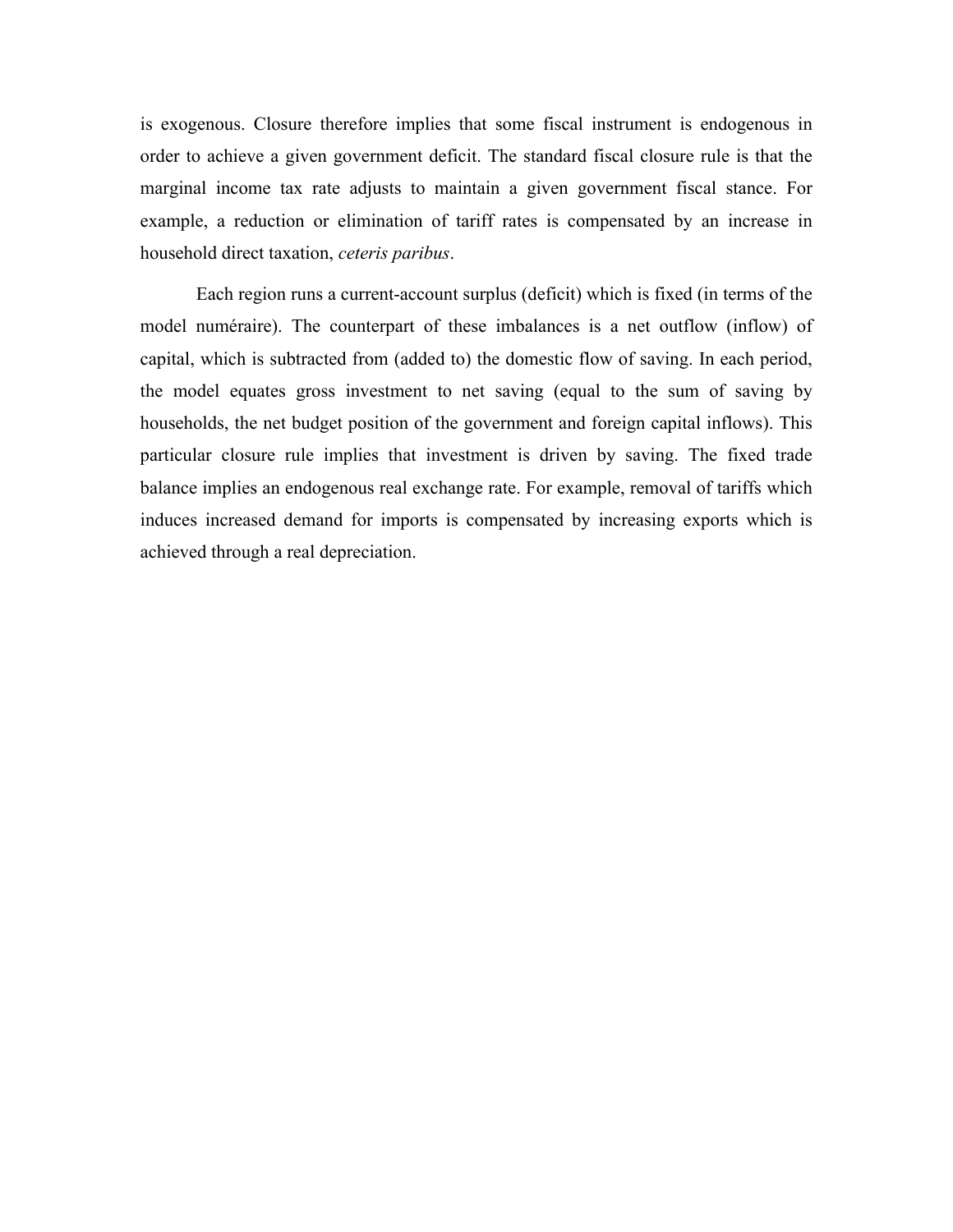is exogenous. Closure therefore implies that some fiscal instrument is endogenous in order to achieve a given government deficit. The standard fiscal closure rule is that the marginal income tax rate adjusts to maintain a given government fiscal stance. For example, a reduction or elimination of tariff rates is compensated by an increase in household direct taxation, *ceteris paribus*.

Each region runs a current-account surplus (deficit) which is fixed (in terms of the model numéraire). The counterpart of these imbalances is a net outflow (inflow) of capital, which is subtracted from (added to) the domestic flow of saving. In each period, the model equates gross investment to net saving (equal to the sum of saving by households, the net budget position of the government and foreign capital inflows). This particular closure rule implies that investment is driven by saving. The fixed trade balance implies an endogenous real exchange rate. For example, removal of tariffs which induces increased demand for imports is compensated by increasing exports which is achieved through a real depreciation.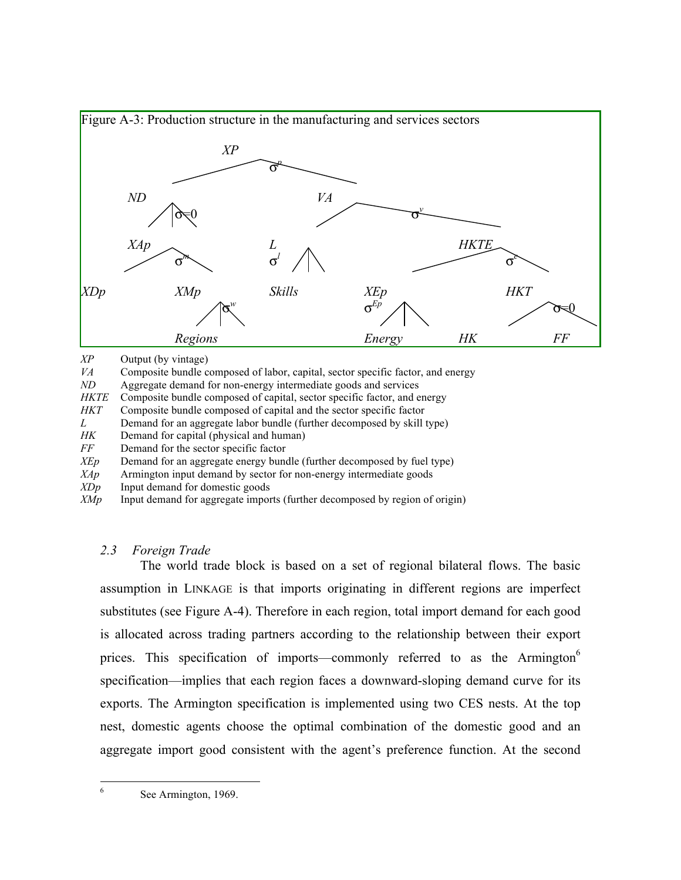Figure A-3: Production structure in the manufacturing and services sectors

| | |
|---|---|
| *XP* | Output (by vintage) |
| *VA* | Composite bundle composed of labor, capital, sector specific factor, and energy |
| *ND* | Aggregate demand for non-energy intermediate goods and services |
| *HKTE* | Composite bundle composed of capital, sector specific factor, and energy |
| *HKT* | Composite bundle composed of capital and the sector specific factor |
| *L* | Demand for an aggregate labor bundle (further decomposed by skill type) |
| *HK* | Demand for capital (physical and human) |
| *FF* | Demand for the sector specific factor |
| *XEp* | Demand for an aggregate energy bundle (further decomposed by fuel type) |
| *XAp* | Armington input demand by sector for non-energy intermediate goods |
| *XDp* | Input demand for domestic goods |
| *XMp* | Input demand for aggregate imports (further decomposed by region of origin) |

### 2.3 Foreign Trade

The world trade block is based on a set of regional bilateral flows. The basic assumption in LINKAGE is that imports originating in different regions are imperfect substitutes (see Figure A-4). Therefore in each region, total import demand for each good is allocated across trading partners according to the relationship between their export prices. This specification of imports—commonly referred to as the Armington[6] specification—implies that each region faces a downward-sloping demand curve for its exports. The Armington specification is implemented using two CES nests. At the top nest, domestic agents choose the optimal combination of the domestic good and an aggregate import good consistent with the agent's preference function. At the second

[6] See Armington, 1969.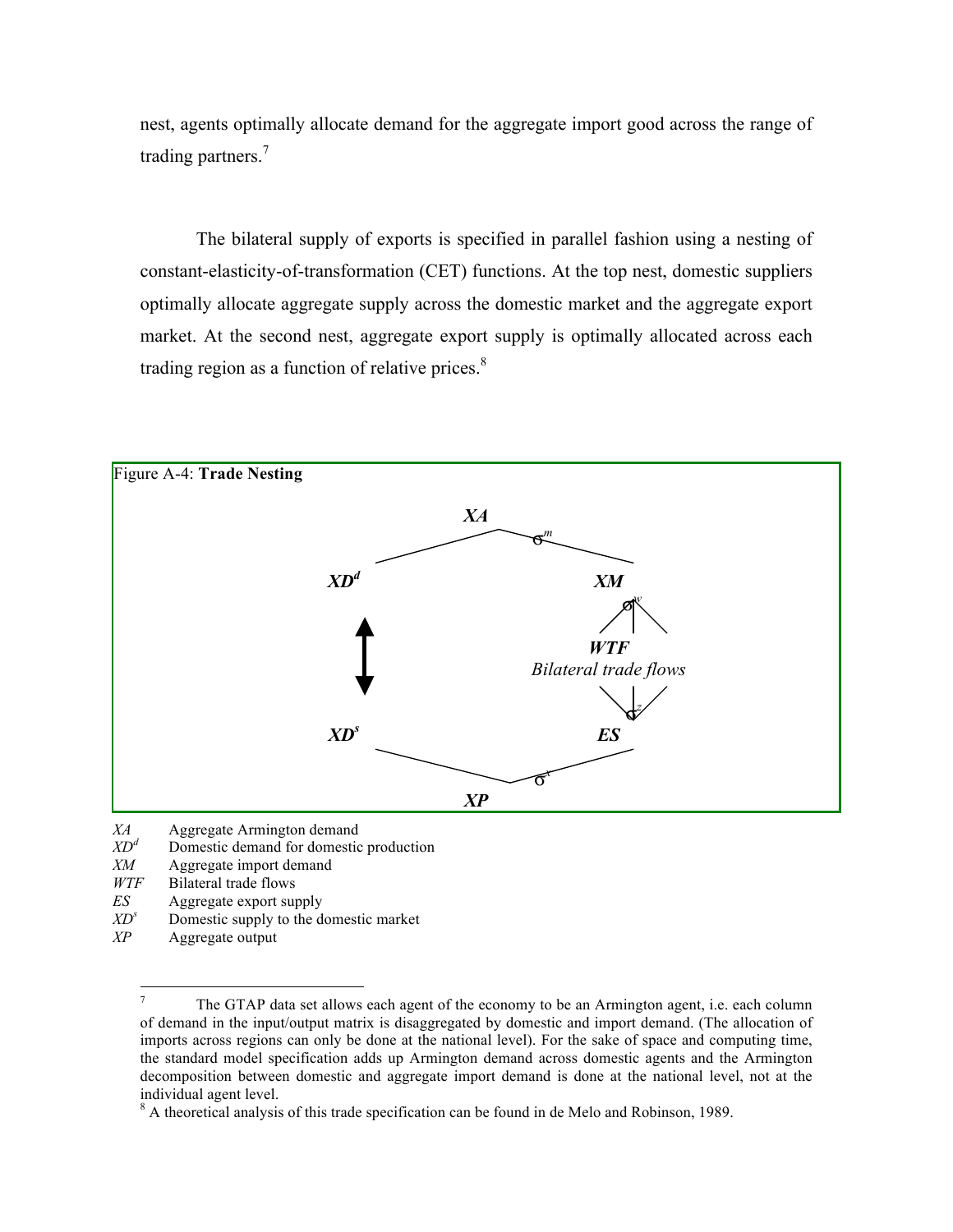nest, agents optimally allocate demand for the aggregate import good across the range of trading partners.[7]

The bilateral supply of exports is specified in parallel fashion using a nesting of constant-elasticity-of-transformation (CET) functions. At the top nest, domestic suppliers optimally allocate aggregate supply across the domestic market and the aggregate export market. At the second nest, aggregate export supply is optimally allocated across each trading region as a function of relative prices.[8]

Figure A-4: **Trade Nesting**

*XA* Aggregate Armington demand
$XD^d$ Domestic demand for domestic production
*XM* Aggregate import demand
*WTF* Bilateral trade flows
*ES* Aggregate export supply
$XD^s$ Domestic supply to the domestic market
*XP* Aggregate output

[7] The GTAP data set allows each agent of the economy to be an Armington agent, i.e. each column of demand in the input/output matrix is disaggregated by domestic and import demand. (The allocation of imports across regions can only be done at the national level). For the sake of space and computing time, the standard model specification adds up Armington demand across domestic agents and the Armington decomposition between domestic and aggregate import demand is done at the national level, not at the individual agent level.

[8] A theoretical analysis of this trade specification can be found in de Melo and Robinson, 1989.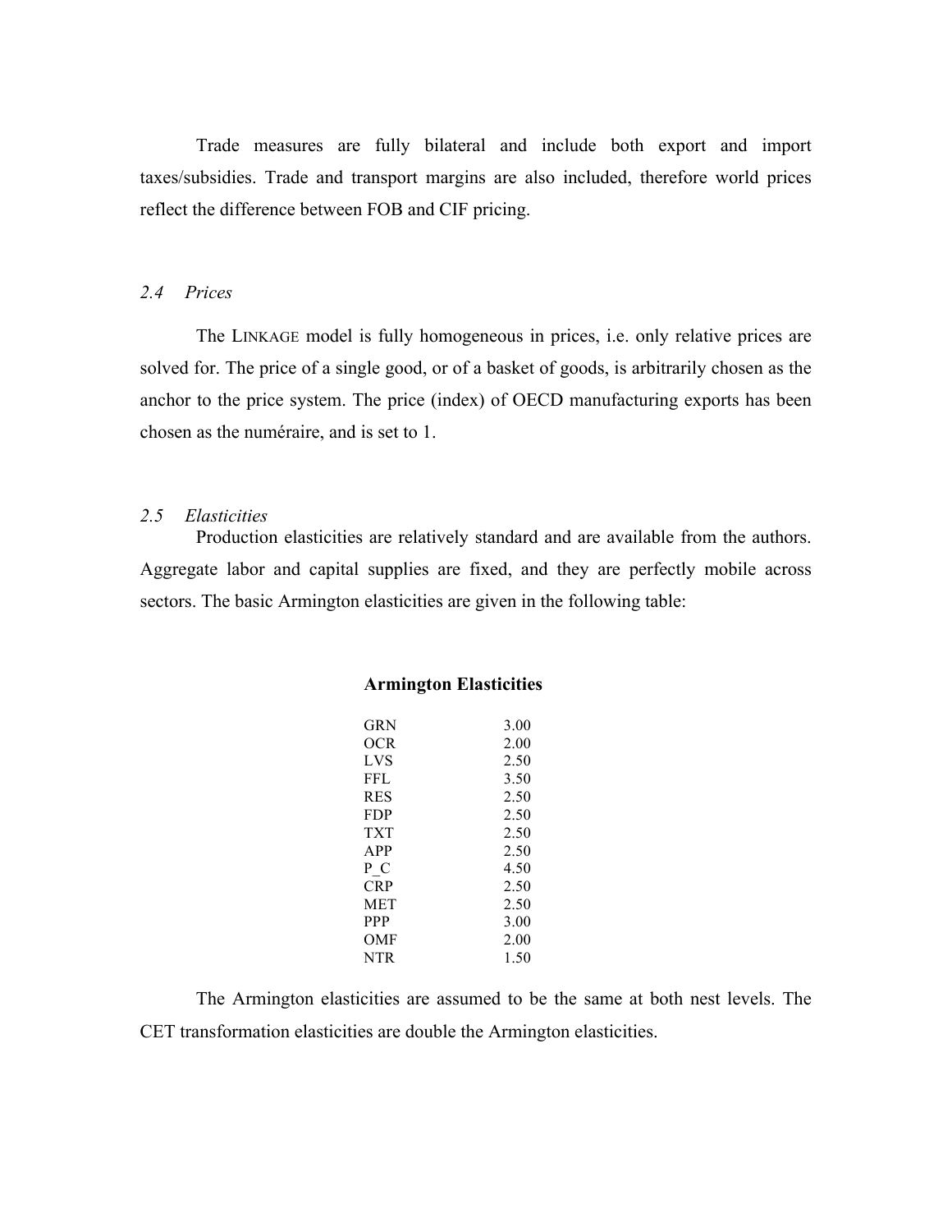Trade measures are fully bilateral and include both export and import taxes/subsidies. Trade and transport margins are also included, therefore world prices reflect the difference between FOB and CIF pricing.

### *2.4 Prices*

The LINKAGE model is fully homogeneous in prices, i.e. only relative prices are solved for. The price of a single good, or of a basket of goods, is arbitrarily chosen as the anchor to the price system. The price (index) of OECD manufacturing exports has been chosen as the numéraire, and is set to 1.

### *2.5 Elasticities*

Production elasticities are relatively standard and are available from the authors. Aggregate labor and capital supplies are fixed, and they are perfectly mobile across sectors. The basic Armington elasticities are given in the following table:

**Armington Elasticities**

| | |
|---|---|
| GRN | 3.00 |
| OCR | 2.00 |
| LVS | 2.50 |
| FFL | 3.50 |
| RES | 2.50 |
| FDP | 2.50 |
| TXT | 2.50 |
| APP | 2.50 |
| P_C | 4.50 |
| CRP | 2.50 |
| MET | 2.50 |
| PPP | 3.00 |
| OMF | 2.00 |
| NTR | 1.50 |

The Armington elasticities are assumed to be the same at both nest levels. The CET transformation elasticities are double the Armington elasticities.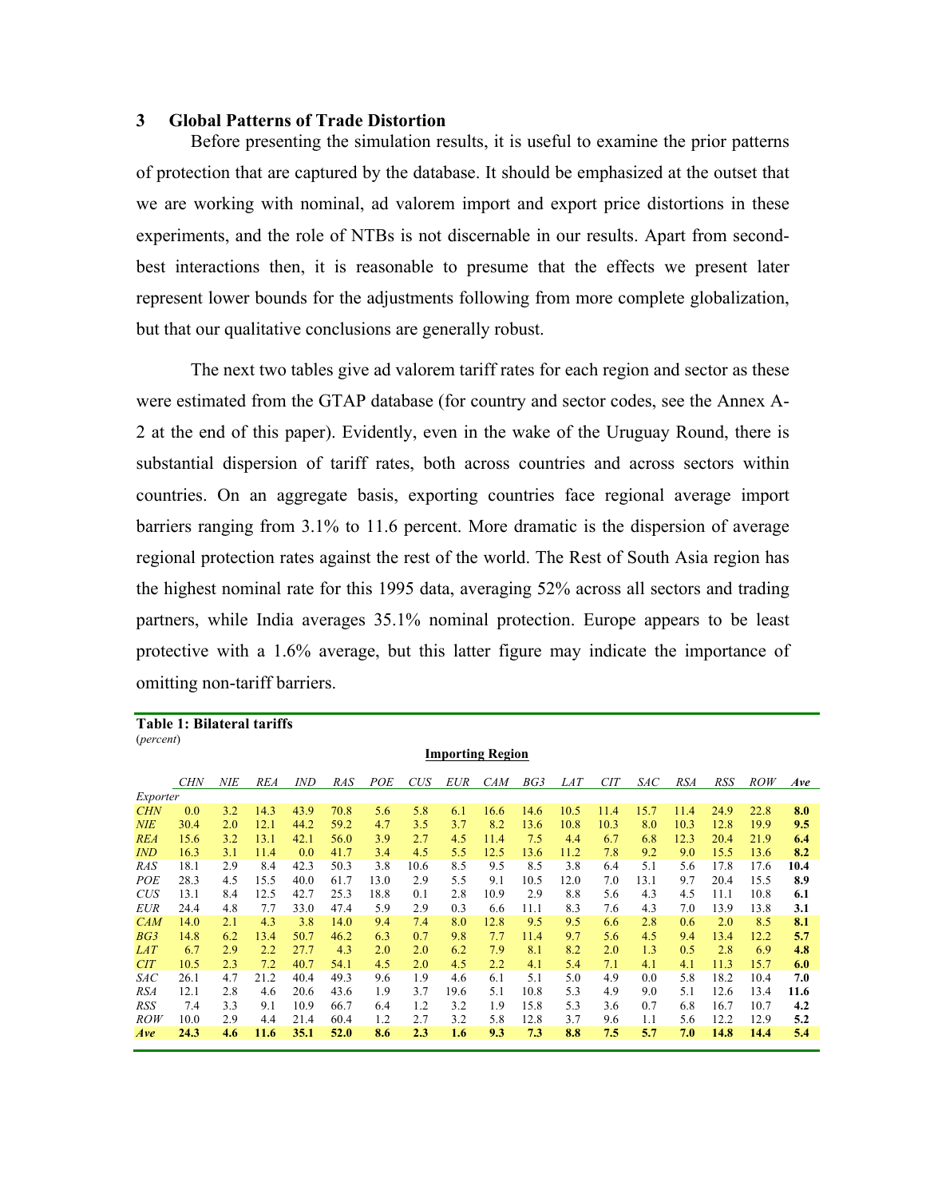## 3 Global Patterns of Trade Distortion

Before presenting the simulation results, it is useful to examine the prior patterns of protection that are captured by the database. It should be emphasized at the outset that we are working with nominal, ad valorem import and export price distortions in these experiments, and the role of NTBs is not discernable in our results. Apart from second-best interactions then, it is reasonable to presume that the effects we present later represent lower bounds for the adjustments following from more complete globalization, but that our qualitative conclusions are generally robust.

The next two tables give ad valorem tariff rates for each region and sector as these were estimated from the GTAP database (for country and sector codes, see the Annex A-2 at the end of this paper). Evidently, even in the wake of the Uruguay Round, there is substantial dispersion of tariff rates, both across countries and across sectors within countries. On an aggregate basis, exporting countries face regional average import barriers ranging from 3.1% to 11.6 percent. More dramatic is the dispersion of average regional protection rates against the rest of the world. The Rest of South Asia region has the highest nominal rate for this 1995 data, averaging 52% across all sectors and trading partners, while India averages 35.1% nominal protection. Europe appears to be least protective with a 1.6% average, but this latter figure may indicate the importance of omitting non-tariff barriers.

**Table 1: Bilateral tariffs**
(*percent*)

| | Importing Region | | | | | | | | | | | | | | | | |
|---|---|---|---|---|---|---|---|---|---|---|---|---|---|---|---|---|---|
| *Exporter* | *CHN* | *NIE* | *REA* | *IND* | *RAS* | *POE* | *CUS* | *EUR* | *CAM* | *BG3* | *LAT* | *CIT* | *SAC* | *RSA* | *RSS* | *ROW* | ***Ave*** |
| *CHN* | 0.0 | 3.2 | 14.3 | 43.9 | 70.8 | 5.6 | 5.8 | 6.1 | 16.6 | 14.6 | 10.5 | 11.4 | 15.7 | 11.4 | 24.9 | 22.8 | **8.0** |
| *NIE* | 30.4 | 2.0 | 12.1 | 44.2 | 59.2 | 4.7 | 3.5 | 3.7 | 8.2 | 13.6 | 10.8 | 10.3 | 8.0 | 10.3 | 12.8 | 19.9 | **9.5** |
| *REA* | 15.6 | 3.2 | 13.1 | 42.1 | 56.0 | 3.9 | 2.7 | 4.5 | 11.4 | 7.5 | 4.4 | 6.7 | 6.8 | 12.3 | 20.4 | 21.9 | **6.4** |
| *IND* | 16.3 | 3.1 | 11.4 | 0.0 | 41.7 | 3.4 | 4.5 | 5.5 | 12.5 | 13.6 | 11.2 | 7.8 | 9.2 | 9.0 | 15.5 | 13.6 | **8.2** |
| *RAS* | 18.1 | 2.9 | 8.4 | 42.3 | 50.3 | 3.8 | 10.6 | 8.5 | 9.5 | 8.5 | 3.8 | 6.4 | 5.1 | 5.6 | 17.8 | 17.6 | **10.4** |
| *POE* | 28.3 | 4.5 | 15.5 | 40.0 | 61.7 | 13.0 | 2.9 | 5.5 | 9.1 | 10.5 | 12.0 | 7.0 | 13.1 | 9.7 | 20.4 | 15.5 | **8.9** |
| *CUS* | 13.1 | 8.4 | 12.5 | 42.7 | 25.3 | 18.8 | 0.1 | 2.8 | 10.9 | 2.9 | 8.8 | 5.6 | 4.3 | 4.5 | 11.1 | 10.8 | **6.1** |
| *EUR* | 24.4 | 4.8 | 7.7 | 33.0 | 47.4 | 5.9 | 2.9 | 0.3 | 6.6 | 11.1 | 8.3 | 7.6 | 4.3 | 7.0 | 13.9 | 13.8 | **3.1** |
| *CAM* | 14.0 | 2.1 | 4.3 | 3.8 | 14.0 | 9.4 | 7.4 | 8.0 | 12.8 | 9.5 | 9.5 | 6.6 | 2.8 | 0.6 | 2.0 | 8.5 | **8.1** |
| *BG3* | 14.8 | 6.2 | 13.4 | 50.7 | 46.2 | 6.3 | 0.7 | 9.8 | 7.7 | 11.4 | 9.7 | 5.6 | 4.5 | 9.4 | 13.4 | 12.2 | **5.7** |
| *LAT* | 6.7 | 2.9 | 2.2 | 27.7 | 4.3 | 2.0 | 2.0 | 6.2 | 7.9 | 8.1 | 8.2 | 2.0 | 1.3 | 0.5 | 2.8 | 6.9 | **4.8** |
| *CIT* | 10.5 | 2.3 | 7.2 | 40.7 | 54.1 | 4.5 | 2.0 | 4.5 | 2.2 | 4.1 | 5.4 | 7.1 | 4.1 | 4.1 | 11.3 | 15.7 | **6.0** |
| *SAC* | 26.1 | 4.7 | 21.2 | 40.4 | 49.3 | 9.6 | 1.9 | 4.6 | 6.1 | 5.1 | 5.0 | 4.9 | 0.0 | 5.8 | 18.2 | 10.4 | **7.0** |
| *RSA* | 12.1 | 2.8 | 4.6 | 20.6 | 43.6 | 1.9 | 3.7 | 19.6 | 5.1 | 10.8 | 5.3 | 4.9 | 9.0 | 5.1 | 12.6 | 13.4 | **11.6** |
| *RSS* | 7.4 | 3.3 | 9.1 | 10.9 | 66.7 | 6.4 | 1.2 | 3.2 | 1.9 | 15.8 | 5.3 | 3.6 | 0.7 | 6.8 | 16.7 | 10.7 | **4.2** |
| *ROW* | 10.0 | 2.9 | 4.4 | 21.4 | 60.4 | 1.2 | 2.7 | 3.2 | 5.8 | 12.8 | 3.7 | 9.6 | 1.1 | 5.6 | 12.2 | 12.9 | **5.2** |
| ***Ave*** | **24.3** | **4.6** | **11.6** | **35.1** | **52.0** | **8.6** | **2.3** | **1.6** | **9.3** | **7.3** | **8.8** | **7.5** | **5.7** | **7.0** | **14.8** | **14.4** | **5.4** |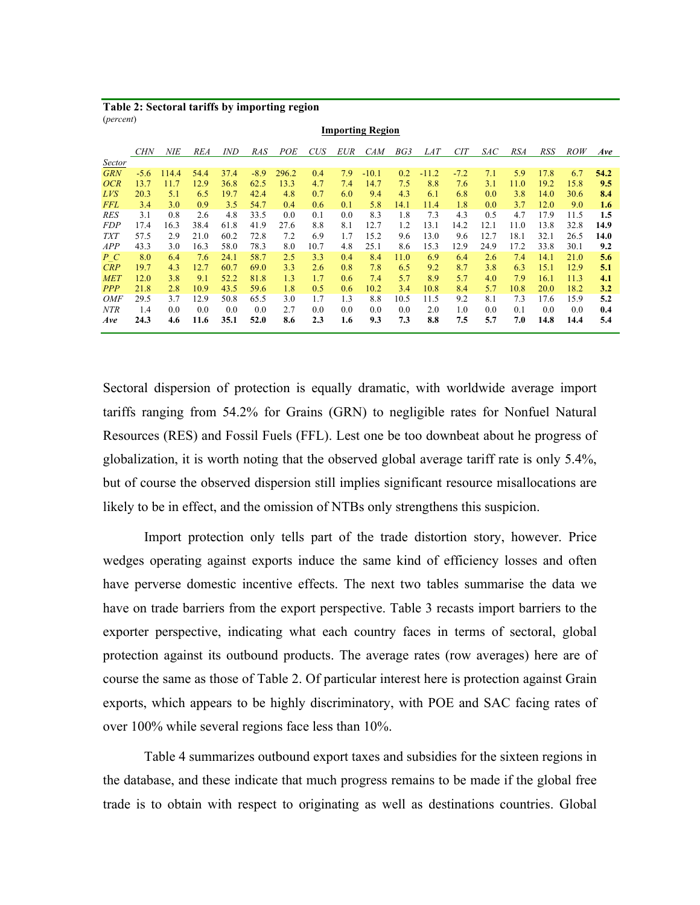**Table 2: Sectoral tariffs by importing region**
(*percent*)

| | Importing Region | | | | | | | | | | | | | | | | |
|---|---|---|---|---|---|---|---|---|---|---|---|---|---|---|---|---|---|
| *Sector* | *CHN* | *NIE* | *REA* | *IND* | *RAS* | *POE* | *CUS* | *EUR* | *CAM* | *BG3* | *LAT* | *CIT* | *SAC* | *RSA* | *RSS* | *ROW* | ***Ave*** |
| *GRN* | -5.6 | 114.4 | 54.4 | 37.4 | -8.9 | 296.2 | 0.4 | 7.9 | -10.1 | 0.2 | -11.2 | -7.2 | 7.1 | 5.9 | 17.8 | 6.7 | **54.2** |
| *OCR* | 13.7 | 11.7 | 12.9 | 36.8 | 62.5 | 13.3 | 4.7 | 7.4 | 14.7 | 7.5 | 8.8 | 7.6 | 3.1 | 11.0 | 19.2 | 15.8 | **9.5** |
| *LVS* | 20.3 | 5.1 | 6.5 | 19.7 | 42.4 | 4.8 | 0.7 | 6.0 | 9.4 | 4.3 | 6.1 | 6.8 | 0.0 | 3.8 | 14.0 | 30.6 | **8.4** |
| *FFL* | 3.4 | 3.0 | 0.9 | 3.5 | 54.7 | 0.4 | 0.6 | 0.1 | 5.8 | 14.1 | 11.4 | 1.8 | 0.0 | 3.7 | 12.0 | 9.0 | **1.6** |
| *RES* | 3.1 | 0.8 | 2.6 | 4.8 | 33.5 | 0.0 | 0.1 | 0.0 | 8.3 | 1.8 | 7.3 | 4.3 | 0.5 | 4.7 | 17.9 | 11.5 | **1.5** |
| *FDP* | 17.4 | 16.3 | 38.4 | 61.8 | 41.9 | 27.6 | 8.8 | 8.1 | 12.7 | 1.2 | 13.1 | 14.2 | 12.1 | 11.0 | 13.8 | 32.8 | **14.9** |
| *TXT* | 57.5 | 2.9 | 21.0 | 60.2 | 72.8 | 7.2 | 6.9 | 1.7 | 15.2 | 9.6 | 13.0 | 9.6 | 12.7 | 18.1 | 32.1 | 26.5 | **14.0** |
| *APP* | 43.3 | 3.0 | 16.3 | 58.0 | 78.3 | 8.0 | 10.7 | 4.8 | 25.1 | 8.6 | 15.3 | 12.9 | 24.9 | 17.2 | 33.8 | 30.1 | **9.2** |
| *P_C* | 8.0 | 6.4 | 7.6 | 24.1 | 58.7 | 2.5 | 3.3 | 0.4 | 8.4 | 11.0 | 6.9 | 6.4 | 2.6 | 7.4 | 14.1 | 21.0 | **5.6** |
| *CRP* | 19.7 | 4.3 | 12.7 | 60.7 | 69.0 | 3.3 | 2.6 | 0.8 | 7.8 | 6.5 | 9.2 | 8.7 | 3.8 | 6.3 | 15.1 | 12.9 | **5.1** |
| *MET* | 12.0 | 3.8 | 9.1 | 52.2 | 81.8 | 1.3 | 1.7 | 0.6 | 7.4 | 5.7 | 8.9 | 5.7 | 4.0 | 7.9 | 16.1 | 11.3 | **4.1** |
| *PPP* | 21.8 | 2.8 | 10.9 | 43.5 | 59.6 | 1.8 | 0.5 | 0.6 | 10.2 | 3.4 | 10.8 | 8.4 | 5.7 | 10.8 | 20.0 | 18.2 | **3.2** |
| *OMF* | 29.5 | 3.7 | 12.9 | 50.8 | 65.5 | 3.0 | 1.7 | 1.3 | 8.8 | 10.5 | 11.5 | 9.2 | 8.1 | 7.3 | 17.6 | 15.9 | **5.2** |
| *NTR* | 1.4 | 0.0 | 0.0 | 0.0 | 0.0 | 2.7 | 0.0 | 0.0 | 0.0 | 0.0 | 2.0 | 1.0 | 0.0 | 0.1 | 0.0 | 0.0 | **0.4** |
| ***Ave*** | **24.3** | **4.6** | **11.6** | **35.1** | **52.0** | **8.6** | **2.3** | **1.6** | **9.3** | **7.3** | **8.8** | **7.5** | **5.7** | **7.0** | **14.8** | **14.4** | **5.4** |

Sectoral dispersion of protection is equally dramatic, with worldwide average import tariffs ranging from 54.2% for Grains (GRN) to negligible rates for Nonfuel Natural Resources (RES) and Fossil Fuels (FFL). Lest one be too downbeat about he progress of globalization, it is worth noting that the observed global average tariff rate is only 5.4%, but of course the observed dispersion still implies significant resource misallocations are likely to be in effect, and the omission of NTBs only strengthens this suspicion.

Import protection only tells part of the trade distortion story, however. Price wedges operating against exports induce the same kind of efficiency losses and often have perverse domestic incentive effects. The next two tables summarise the data we have on trade barriers from the export perspective. Table 3 recasts import barriers to the exporter perspective, indicating what each country faces in terms of sectoral, global protection against its outbound products. The average rates (row averages) here are of course the same as those of Table 2. Of particular interest here is protection against Grain exports, which appears to be highly discriminatory, with POE and SAC facing rates of over 100% while several regions face less than 10%.

Table 4 summarizes outbound export taxes and subsidies for the sixteen regions in the database, and these indicate that much progress remains to be made if the global free trade is to obtain with respect to originating as well as destinations countries. Global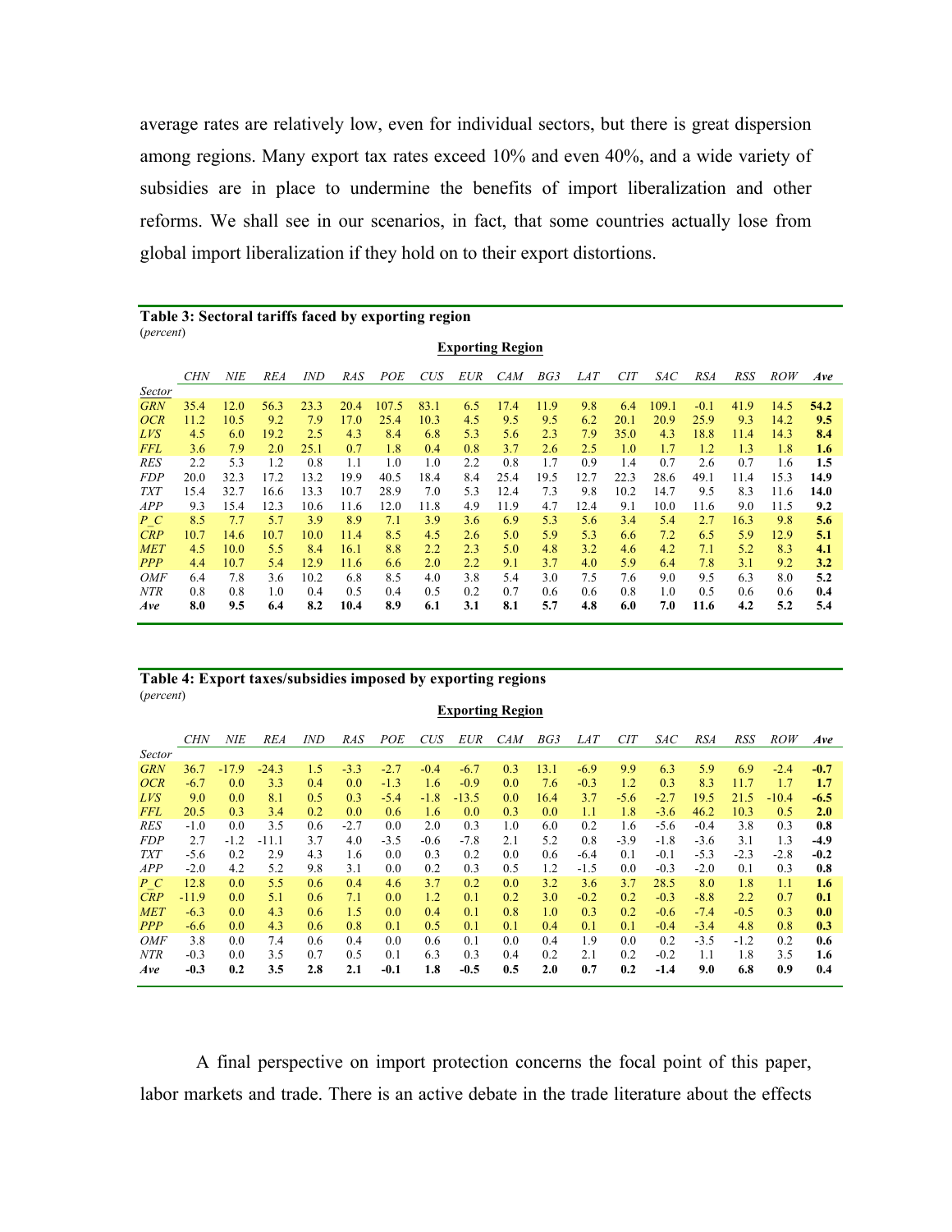average rates are relatively low, even for individual sectors, but there is great dispersion among regions. Many export tax rates exceed 10% and even 40%, and a wide variety of subsidies are in place to undermine the benefits of import liberalization and other reforms. We shall see in our scenarios, in fact, that some countries actually lose from global import liberalization if they hold on to their export distortions.

**Table 3: Sectoral tariffs faced by exporting region**
(*percent*)

| | **Exporting Region** | | | | | | | | | | | | | | | | |
|---|---|---|---|---|---|---|---|---|---|---|---|---|---|---|---|---|---|
| *Sector* | *CHN* | *NIE* | *REA* | *IND* | *RAS* | *POE* | *CUS* | *EUR* | *CAM* | *BG3* | *LAT* | *CIT* | *SAC* | *RSA* | *RSS* | *ROW* | ***Ave*** |
| *GRN* | 35.4 | 12.0 | 56.3 | 23.3 | 20.4 | 107.5 | 83.1 | 6.5 | 17.4 | 11.9 | 9.8 | 6.4 | 109.1 | -0.1 | 41.9 | 14.5 | **54.2** |
| *OCR* | 11.2 | 10.5 | 9.2 | 7.9 | 17.0 | 25.4 | 10.3 | 4.5 | 9.5 | 9.5 | 6.2 | 20.1 | 20.9 | 25.9 | 9.3 | 14.2 | **9.5** |
| *LVS* | 4.5 | 6.0 | 19.2 | 2.5 | 4.3 | 8.4 | 6.8 | 5.3 | 5.6 | 2.3 | 7.9 | 35.0 | 4.3 | 18.8 | 11.4 | 14.3 | **8.4** |
| *FFL* | 3.6 | 7.9 | 2.0 | 25.1 | 0.7 | 1.8 | 0.4 | 0.8 | 3.7 | 2.6 | 2.5 | 1.0 | 1.7 | 1.2 | 1.3 | 1.8 | **1.6** |
| *RES* | 2.2 | 5.3 | 1.2 | 0.8 | 1.1 | 1.0 | 1.0 | 2.2 | 0.8 | 1.7 | 0.9 | 1.4 | 0.7 | 2.6 | 0.7 | 1.6 | **1.5** |
| *FDP* | 20.0 | 32.3 | 17.2 | 13.2 | 19.9 | 40.5 | 18.4 | 8.4 | 25.4 | 19.5 | 12.7 | 22.3 | 28.6 | 49.1 | 11.4 | 15.3 | **14.9** |
| *TXT* | 15.4 | 32.7 | 16.6 | 13.3 | 10.7 | 28.9 | 7.0 | 5.3 | 12.4 | 7.3 | 9.8 | 10.2 | 14.7 | 9.5 | 8.3 | 11.6 | **14.0** |
| *APP* | 9.3 | 15.4 | 12.3 | 10.6 | 11.6 | 12.0 | 11.8 | 4.9 | 11.9 | 4.7 | 12.4 | 9.1 | 10.0 | 11.6 | 9.0 | 11.5 | **9.2** |
| *P_C* | 8.5 | 7.7 | 5.7 | 3.9 | 8.9 | 7.1 | 3.9 | 3.6 | 6.9 | 5.3 | 5.6 | 3.4 | 5.4 | 2.7 | 16.3 | 9.8 | **5.6** |
| *CRP* | 10.7 | 14.6 | 10.7 | 10.0 | 11.4 | 8.5 | 4.5 | 2.6 | 5.0 | 5.9 | 5.3 | 6.6 | 7.2 | 6.5 | 5.9 | 12.9 | **5.1** |
| *MET* | 4.5 | 10.0 | 5.5 | 8.4 | 16.1 | 8.8 | 2.2 | 2.3 | 5.0 | 4.8 | 3.2 | 4.6 | 4.2 | 7.1 | 5.2 | 8.3 | **4.1** |
| *PPP* | 4.4 | 10.7 | 5.4 | 12.9 | 11.6 | 6.6 | 2.0 | 2.2 | 9.1 | 3.7 | 4.0 | 5.9 | 6.4 | 7.8 | 3.1 | 9.2 | **3.2** |
| *OMF* | 6.4 | 7.8 | 3.6 | 10.2 | 6.8 | 8.5 | 4.0 | 3.8 | 5.4 | 3.0 | 7.5 | 7.6 | 9.0 | 9.5 | 6.3 | 8.0 | **5.2** |
| *NTR* | 0.8 | 0.8 | 1.0 | 0.4 | 0.5 | 0.4 | 0.5 | 0.2 | 0.7 | 0.6 | 0.6 | 0.8 | 1.0 | 0.5 | 0.6 | 0.6 | **0.4** |
| ***Ave*** | **8.0** | **9.5** | **6.4** | **8.2** | **10.4** | **8.9** | **6.1** | **3.1** | **8.1** | **5.7** | **4.8** | **6.0** | **7.0** | **11.6** | **4.2** | **5.2** | **5.4** |

**Table 4: Export taxes/subsidies imposed by exporting regions**
(*percent*)

| | **Exporting Region** | | | | | | | | | | | | | | | | |
|---|---|---|---|---|---|---|---|---|---|---|---|---|---|---|---|---|---|
| *Sector* | *CHN* | *NIE* | *REA* | *IND* | *RAS* | *POE* | *CUS* | *EUR* | *CAM* | *BG3* | *LAT* | *CIT* | *SAC* | *RSA* | *RSS* | *ROW* | ***Ave*** |
| *GRN* | 36.7 | -17.9 | -24.3 | 1.5 | -3.3 | -2.7 | -0.4 | -6.7 | 0.3 | 13.1 | -6.9 | 9.9 | 6.3 | 5.9 | 6.9 | -2.4 | **-0.7** |
| *OCR* | -6.7 | 0.0 | 3.3 | 0.4 | 0.0 | -1.3 | 1.6 | -0.9 | 0.0 | 7.6 | -0.3 | 1.2 | 0.3 | 8.3 | 11.7 | 1.7 | **1.7** |
| *LVS* | 9.0 | 0.0 | 8.1 | 0.5 | 0.3 | -5.4 | -1.8 | -13.5 | 0.0 | 16.4 | 3.7 | -5.6 | -2.7 | 19.5 | 21.5 | -10.4 | **-6.5** |
| *FFL* | 20.5 | 0.3 | 3.4 | 0.2 | 0.0 | 0.6 | 1.6 | 0.0 | 0.3 | 0.0 | 1.1 | 1.8 | -3.6 | 46.2 | 10.3 | 0.5 | **2.0** |
| *RES* | -1.0 | 0.0 | 3.5 | 0.6 | -2.7 | 0.0 | 2.0 | 0.3 | 1.0 | 6.0 | 0.2 | 1.6 | -5.6 | -0.4 | 3.8 | 0.3 | **0.8** |
| *FDP* | 2.7 | -1.2 | -11.1 | 3.7 | 4.0 | -3.5 | -0.6 | -7.8 | 2.1 | 5.2 | 0.8 | -3.9 | -1.8 | -3.6 | 3.1 | 1.3 | **-4.9** |
| *TXT* | -5.6 | 0.2 | 2.9 | 4.3 | 1.6 | 0.0 | 0.3 | 0.2 | 0.0 | 0.6 | -6.4 | 0.1 | -0.1 | -5.3 | -2.3 | -2.8 | **-0.2** |
| *APP* | -2.0 | 4.2 | 5.2 | 9.8 | 3.1 | 0.0 | 0.2 | 0.3 | 0.5 | 1.2 | -1.5 | 0.0 | -0.3 | -2.0 | 0.1 | 0.3 | **0.8** |
| *P_C* | 12.8 | 0.0 | 5.5 | 0.6 | 0.4 | 4.6 | 3.7 | 0.2 | 0.0 | 3.2 | 3.6 | 3.7 | 28.5 | 8.0 | 1.8 | 1.1 | **1.6** |
| *CRP* | -11.9 | 0.0 | 5.1 | 0.6 | 7.1 | 0.0 | 1.2 | 0.1 | 0.2 | 3.0 | -0.2 | 0.2 | -0.3 | -8.8 | 2.2 | 0.7 | **0.1** |
| *MET* | -6.3 | 0.0 | 4.3 | 0.6 | 1.5 | 0.0 | 0.4 | 0.1 | 0.8 | 1.0 | 0.3 | 0.2 | -0.6 | -7.4 | -0.5 | 0.3 | **0.0** |
| *PPP* | -6.6 | 0.0 | 4.3 | 0.6 | 0.8 | 0.1 | 0.5 | 0.1 | 0.1 | 0.4 | 0.1 | 0.1 | -0.4 | -3.4 | 4.8 | 0.8 | **0.3** |
| *OMF* | 3.8 | 0.0 | 7.4 | 0.6 | 0.4 | 0.0 | 0.6 | 0.1 | 0.0 | 0.4 | 1.9 | 0.0 | 0.2 | -3.5 | -1.2 | 0.2 | **0.6** |
| *NTR* | -0.3 | 0.0 | 3.5 | 0.7 | 0.5 | 0.1 | 6.3 | 0.3 | 0.4 | 0.2 | 2.1 | 0.2 | -0.2 | 1.1 | 1.8 | 3.5 | **1.6** |
| ***Ave*** | **-0.3** | **0.2** | **3.5** | **2.8** | **2.1** | **-0.1** | **1.8** | **-0.5** | **0.5** | **2.0** | **0.7** | **0.2** | **-1.4** | **9.0** | **6.8** | **0.9** | **0.4** |

A final perspective on import protection concerns the focal point of this paper, labor markets and trade. There is an active debate in the trade literature about the effects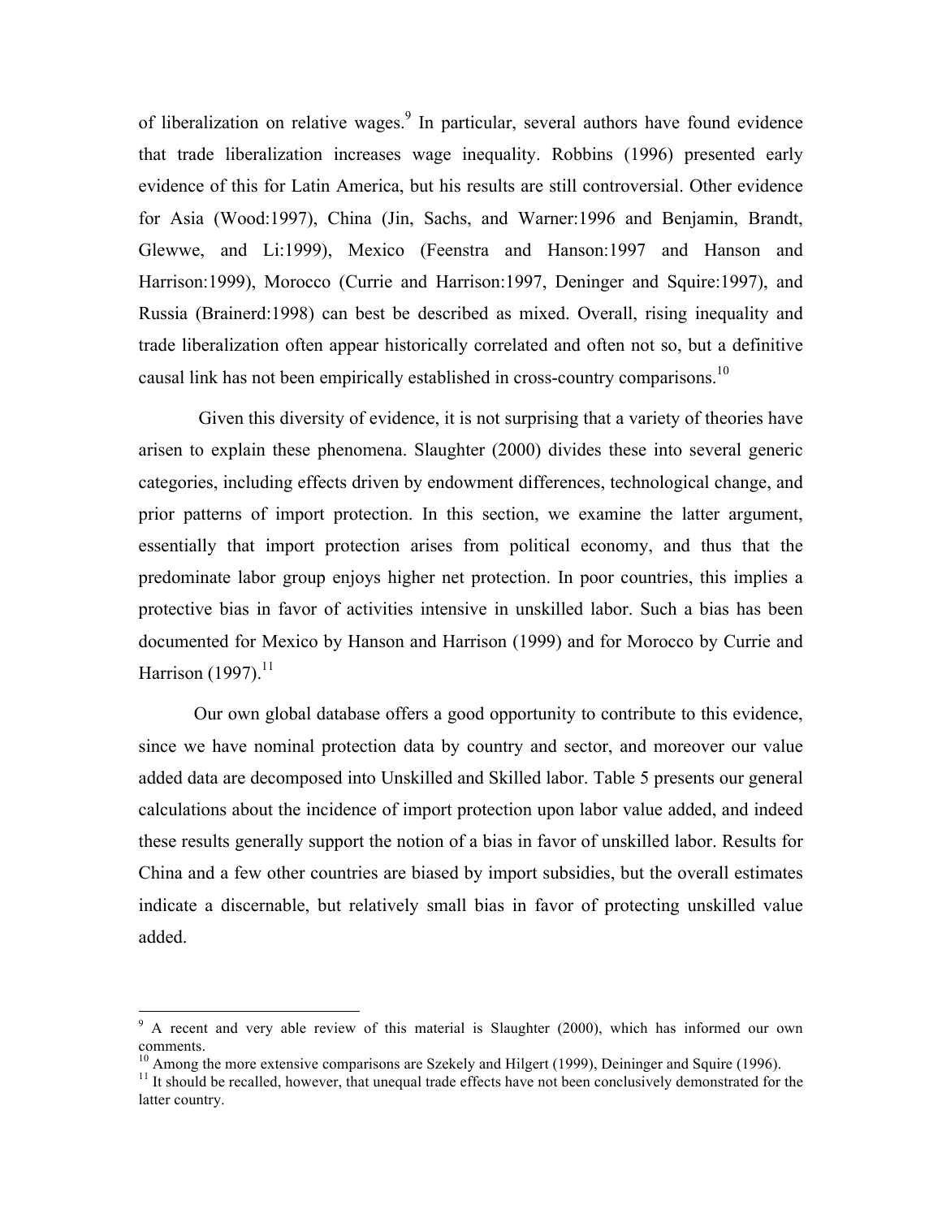of liberalization on relative wages.[9] In particular, several authors have found evidence that trade liberalization increases wage inequality. Robbins (1996) presented early evidence of this for Latin America, but his results are still controversial. Other evidence for Asia (Wood:1997), China (Jin, Sachs, and Warner:1996 and Benjamin, Brandt, Glewwe, and Li:1999), Mexico (Feenstra and Hanson:1997 and Hanson and Harrison:1999), Morocco (Currie and Harrison:1997, Deninger and Squire:1997), and Russia (Brainerd:1998) can best be described as mixed. Overall, rising inequality and trade liberalization often appear historically correlated and often not so, but a definitive causal link has not been empirically established in cross-country comparisons.[10]

Given this diversity of evidence, it is not surprising that a variety of theories have arisen to explain these phenomena. Slaughter (2000) divides these into several generic categories, including effects driven by endowment differences, technological change, and prior patterns of import protection. In this section, we examine the latter argument, essentially that import protection arises from political economy, and thus that the predominate labor group enjoys higher net protection. In poor countries, this implies a protective bias in favor of activities intensive in unskilled labor. Such a bias has been documented for Mexico by Hanson and Harrison (1999) and for Morocco by Currie and Harrison (1997).[11]

Our own global database offers a good opportunity to contribute to this evidence, since we have nominal protection data by country and sector, and moreover our value added data are decomposed into Unskilled and Skilled labor. Table 5 presents our general calculations about the incidence of import protection upon labor value added, and indeed these results generally support the notion of a bias in favor of unskilled labor. Results for China and a few other countries are biased by import subsidies, but the overall estimates indicate a discernable, but relatively small bias in favor of protecting unskilled value added.

---

[9] A recent and very able review of this material is Slaughter (2000), which has informed our own comments.

[10] Among the more extensive comparisons are Szekely and Hilgert (1999), Deininger and Squire (1996).

[11] It should be recalled, however, that unequal trade effects have not been conclusively demonstrated for the latter country.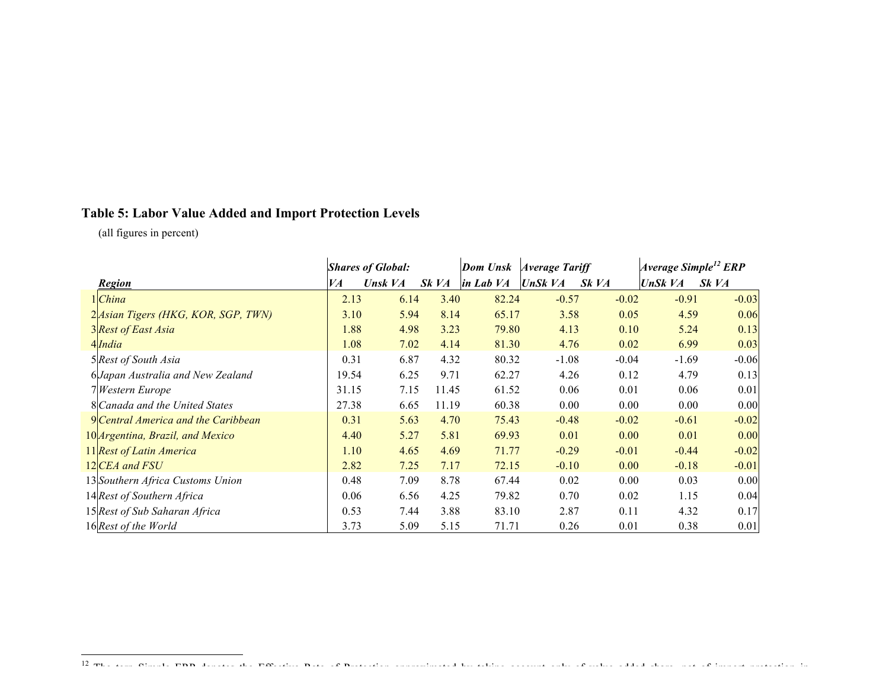## Table 5: Labor Value Added and Import Protection Levels

(all figures in percent)

| | | Shares of Global: | | | Dom Unsk | Average Tariff | | Average Simple[12] ERP | |
|---|---|---|---|---|---|---|---|---|---|
| | ***Region*** | *VA* | *Unsk VA* | *Sk VA* | *in Lab VA* | *UnSk VA* | *Sk VA* | *UnSk VA* | *Sk VA* |
| 1 | *China* | 2.13 | 6.14 | 3.40 | 82.24 | -0.57 | -0.02 | -0.91 | -0.03 |
| 2 | *Asian Tigers (HKG, KOR, SGP, TWN)* | 3.10 | 5.94 | 8.14 | 65.17 | 3.58 | 0.05 | 4.59 | 0.06 |
| 3 | *Rest of East Asia* | 1.88 | 4.98 | 3.23 | 79.80 | 4.13 | 0.10 | 5.24 | 0.13 |
| 4 | *India* | 1.08 | 7.02 | 4.14 | 81.30 | 4.76 | 0.02 | 6.99 | 0.03 |
| 5 | *Rest of South Asia* | 0.31 | 6.87 | 4.32 | 80.32 | -1.08 | -0.04 | -1.69 | -0.06 |
| 6 | *Japan Australia and New Zealand* | 19.54 | 6.25 | 9.71 | 62.27 | 4.26 | 0.12 | 4.79 | 0.13 |
| 7 | *Western Europe* | 31.15 | 7.15 | 11.45 | 61.52 | 0.06 | 0.01 | 0.06 | 0.01 |
| 8 | *Canada and the United States* | 27.38 | 6.65 | 11.19 | 60.38 | 0.00 | 0.00 | 0.00 | 0.00 |
| 9 | *Central America and the Caribbean* | 0.31 | 5.63 | 4.70 | 75.43 | -0.48 | -0.02 | -0.61 | -0.02 |
| 10 | *Argentina, Brazil, and Mexico* | 4.40 | 5.27 | 5.81 | 69.93 | 0.01 | 0.00 | 0.01 | 0.00 |
| 11 | *Rest of Latin America* | 1.10 | 4.65 | 4.69 | 71.77 | -0.29 | -0.01 | -0.44 | -0.02 |
| 12 | *CEA and FSU* | 2.82 | 7.25 | 7.17 | 72.15 | -0.10 | 0.00 | -0.18 | -0.01 |
| 13 | *Southern Africa Customs Union* | 0.48 | 7.09 | 8.78 | 67.44 | 0.02 | 0.00 | 0.03 | 0.00 |
| 14 | *Rest of Southern Africa* | 0.06 | 6.56 | 4.25 | 79.82 | 0.70 | 0.02 | 1.15 | 0.04 |
| 15 | *Rest of Sub Saharan Africa* | 0.53 | 7.44 | 3.88 | 83.10 | 2.87 | 0.11 | 4.32 | 0.17 |
| 16 | *Rest of the World* | 3.73 | 5.09 | 5.15 | 71.71 | 0.26 | 0.01 | 0.38 | 0.01 |

[12] The term Simple ERP denotes the Effective Rate of Protection approximated by taking account only of value added share, net of import protection in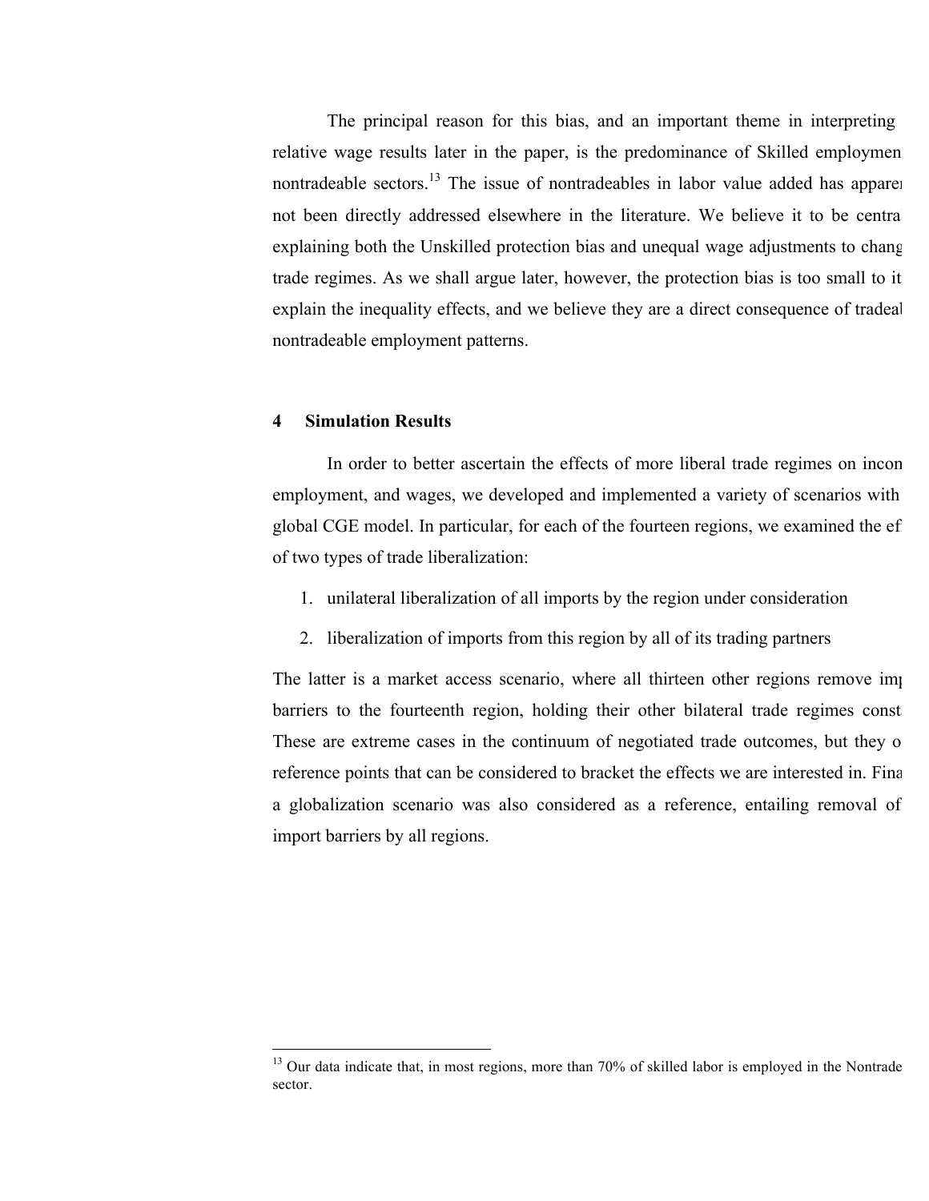The principal reason for this bias, and an important theme in interpreting relative wage results later in the paper, is the predominance of Skilled employment in nontradeable sectors.[13] The issue of nontradeables in labor value added has apparently not been directly addressed elsewhere in the literature. We believe it to be central in explaining both the Unskilled protection bias and unequal wage adjustments to changing trade regimes. As we shall argue later, however, the protection bias is too small to itself explain the inequality effects, and we believe they are a direct consequence of tradeable/nontradeable employment patterns.

## 4 Simulation Results

In order to better ascertain the effects of more liberal trade regimes on income, employment, and wages, we developed and implemented a variety of scenarios with the global CGE model. In particular, for each of the fourteen regions, we examined the effects of two types of trade liberalization:

1. unilateral liberalization of all imports by the region under consideration
2. liberalization of imports from this region by all of its trading partners

The latter is a market access scenario, where all thirteen other regions remove import barriers to the fourteenth region, holding their other bilateral trade regimes constant. These are extreme cases in the continuum of negotiated trade outcomes, but they offer reference points that can be considered to bracket the effects we are interested in. Finally, a globalization scenario was also considered as a reference, entailing removal of all import barriers by all regions.

[13] Our data indicate that, in most regions, more than 70% of skilled labor is employed in the Nontradeable sector.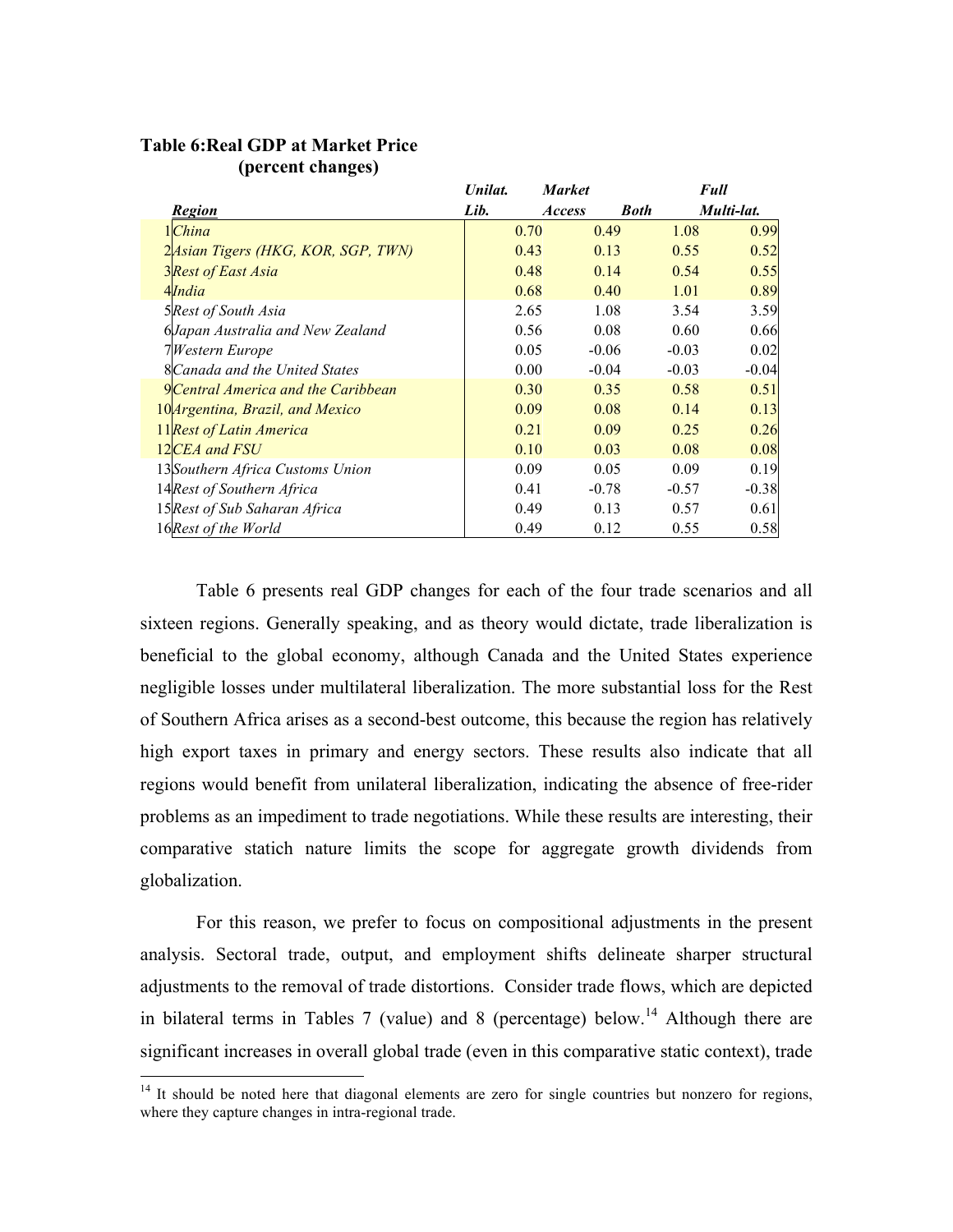**Table 6:Real GDP at Market Price (percent changes)**

| | Region | Unilat. Lib. | Market Access | Both | Full Multi-lat. |
|---|---|---|---|---|---|
| 1 | *China* | 0.70 | 0.49 | 1.08 | 0.99 |
| 2 | *Asian Tigers (HKG, KOR, SGP, TWN)* | 0.43 | 0.13 | 0.55 | 0.52 |
| 3 | *Rest of East Asia* | 0.48 | 0.14 | 0.54 | 0.55 |
| 4 | *India* | 0.68 | 0.40 | 1.01 | 0.89 |
| 5 | *Rest of South Asia* | 2.65 | 1.08 | 3.54 | 3.59 |
| 6 | *Japan Australia and New Zealand* | 0.56 | 0.08 | 0.60 | 0.66 |
| 7 | *Western Europe* | 0.05 | -0.06 | -0.03 | 0.02 |
| 8 | *Canada and the United States* | 0.00 | -0.04 | -0.03 | -0.04 |
| 9 | *Central America and the Caribbean* | 0.30 | 0.35 | 0.58 | 0.51 |
| 10 | *Argentina, Brazil, and Mexico* | 0.09 | 0.08 | 0.14 | 0.13 |
| 11 | *Rest of Latin America* | 0.21 | 0.09 | 0.25 | 0.26 |
| 12 | *CEA and FSU* | 0.10 | 0.03 | 0.08 | 0.08 |
| 13 | *Southern Africa Customs Union* | 0.09 | 0.05 | 0.09 | 0.19 |
| 14 | *Rest of Southern Africa* | 0.41 | -0.78 | -0.57 | -0.38 |
| 15 | *Rest of Sub Saharan Africa* | 0.49 | 0.13 | 0.57 | 0.61 |
| 16 | *Rest of the World* | 0.49 | 0.12 | 0.55 | 0.58 |

Table 6 presents real GDP changes for each of the four trade scenarios and all sixteen regions. Generally speaking, and as theory would dictate, trade liberalization is beneficial to the global economy, although Canada and the United States experience negligible losses under multilateral liberalization. The more substantial loss for the Rest of Southern Africa arises as a second-best outcome, this because the region has relatively high export taxes in primary and energy sectors. These results also indicate that all regions would benefit from unilateral liberalization, indicating the absence of free-rider problems as an impediment to trade negotiations. While these results are interesting, their comparative statich nature limits the scope for aggregate growth dividends from globalization.

For this reason, we prefer to focus on compositional adjustments in the present analysis. Sectoral trade, output, and employment shifts delineate sharper structural adjustments to the removal of trade distortions. Consider trade flows, which are depicted in bilateral terms in Tables 7 (value) and 8 (percentage) below.[14] Although there are significant increases in overall global trade (even in this comparative static context), trade

[14] It should be noted here that diagonal elements are zero for single countries but nonzero for regions, where they capture changes in intra-regional trade.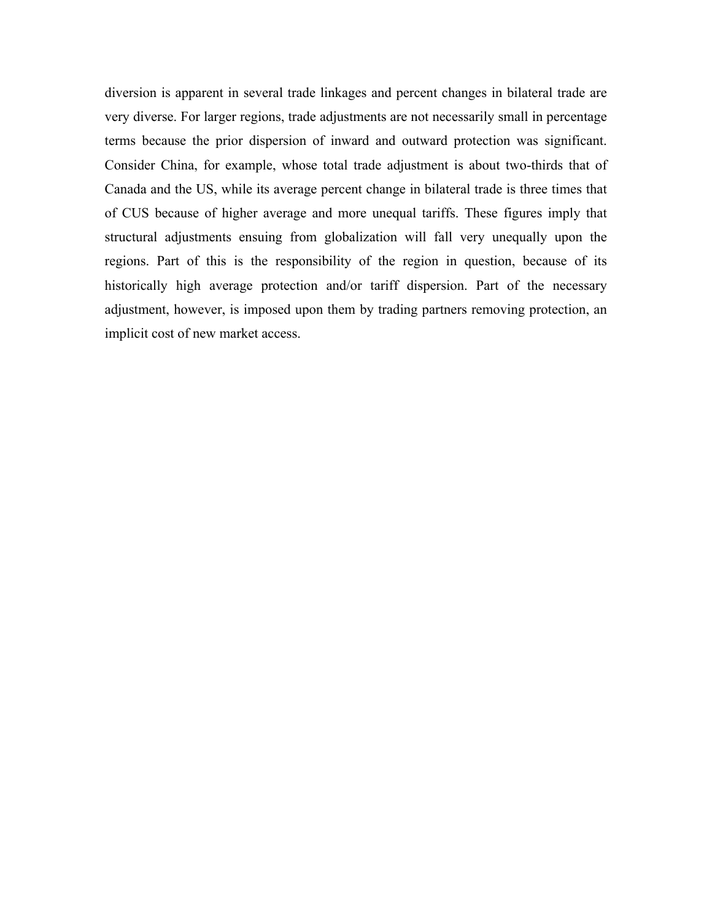diversion is apparent in several trade linkages and percent changes in bilateral trade are very diverse. For larger regions, trade adjustments are not necessarily small in percentage terms because the prior dispersion of inward and outward protection was significant. Consider China, for example, whose total trade adjustment is about two-thirds that of Canada and the US, while its average percent change in bilateral trade is three times that of CUS because of higher average and more unequal tariffs. These figures imply that structural adjustments ensuing from globalization will fall very unequally upon the regions. Part of this is the responsibility of the region in question, because of its historically high average protection and/or tariff dispersion. Part of the necessary adjustment, however, is imposed upon them by trading partners removing protection, an implicit cost of new market access.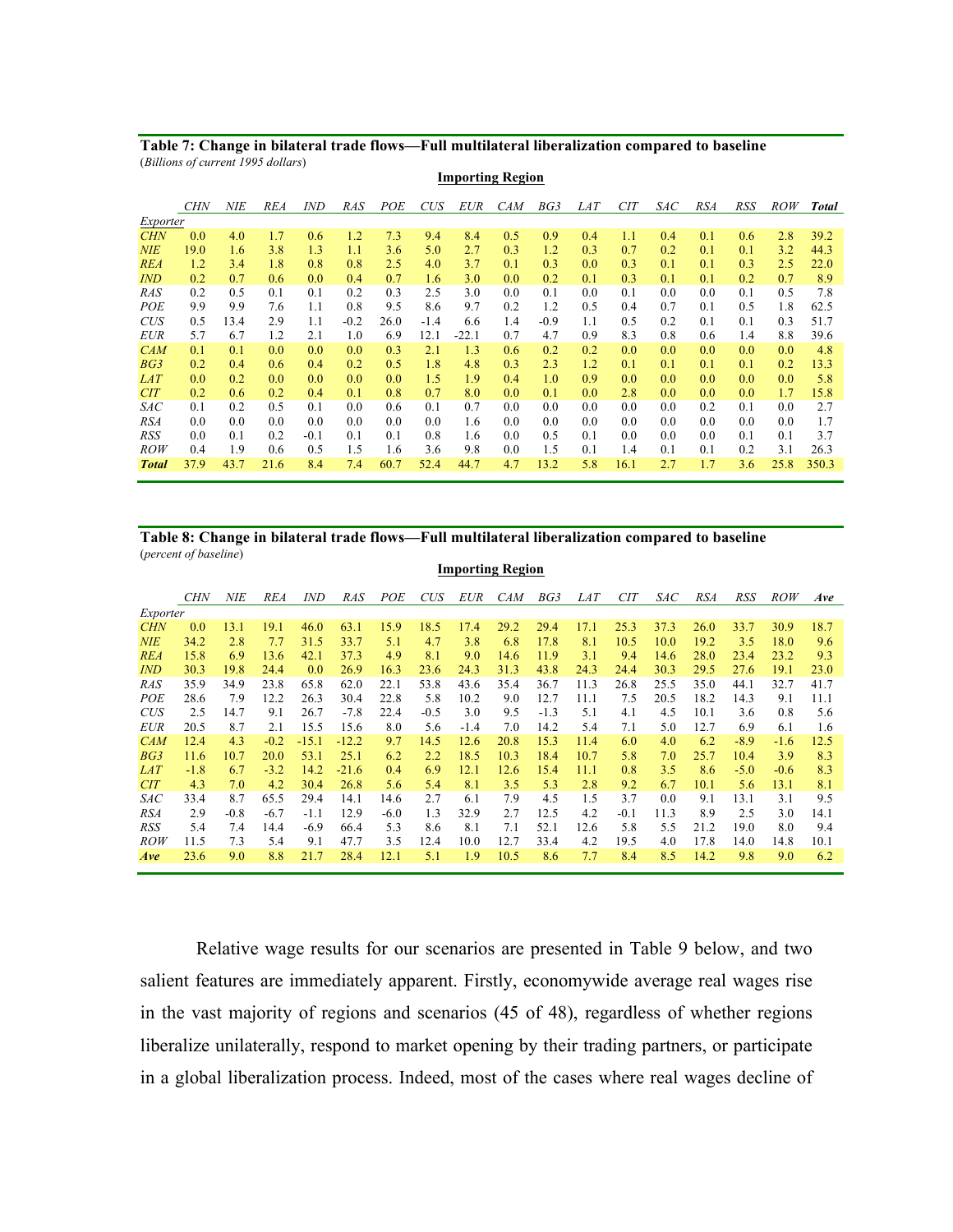**Table 7: Change in bilateral trade flows—Full multilateral liberalization compared to baseline**
(*Billions of current 1995 dollars*)

| | Importing Region | | | | | | | | | | | | | | | | |
|---|---|---|---|---|---|---|---|---|---|---|---|---|---|---|---|---|---|
| | *CHN* | *NIE* | *REA* | *IND* | *RAS* | *POE* | *CUS* | *EUR* | *CAM* | *BG3* | *LAT* | *CIT* | *SAC* | *RSA* | *RSS* | *ROW* | ***Total*** |
| *Exporter* | | | | | | | | | | | | | | | | | |
| *CHN* | 0.0 | 4.0 | 1.7 | 0.6 | 1.2 | 7.3 | 9.4 | 8.4 | 0.5 | 0.9 | 0.4 | 1.1 | 0.4 | 0.1 | 0.6 | 2.8 | 39.2 |
| *NIE* | 19.0 | 1.6 | 3.8 | 1.3 | 1.1 | 3.6 | 5.0 | 2.7 | 0.3 | 1.2 | 0.3 | 0.7 | 0.2 | 0.1 | 0.1 | 3.2 | 44.3 |
| *REA* | 1.2 | 3.4 | 1.8 | 0.8 | 0.8 | 2.5 | 4.0 | 3.7 | 0.1 | 0.3 | 0.0 | 0.3 | 0.1 | 0.1 | 0.3 | 2.5 | 22.0 |
| *IND* | 0.2 | 0.7 | 0.6 | 0.0 | 0.4 | 0.7 | 1.6 | 3.0 | 0.0 | 0.2 | 0.1 | 0.3 | 0.1 | 0.1 | 0.2 | 0.7 | 8.9 |
| *RAS* | 0.2 | 0.5 | 0.1 | 0.1 | 0.2 | 0.3 | 2.5 | 3.0 | 0.0 | 0.1 | 0.0 | 0.1 | 0.0 | 0.0 | 0.1 | 0.5 | 7.8 |
| *POE* | 9.9 | 9.9 | 7.6 | 1.1 | 0.8 | 9.5 | 8.6 | 9.7 | 0.2 | 1.2 | 0.5 | 0.4 | 0.7 | 0.1 | 0.5 | 1.8 | 62.5 |
| *CUS* | 0.5 | 13.4 | 2.9 | 1.1 | -0.2 | 26.0 | -1.4 | 6.6 | 1.4 | -0.9 | 1.1 | 0.5 | 0.2 | 0.1 | 0.1 | 0.3 | 51.7 |
| *EUR* | 5.7 | 6.7 | 1.2 | 2.1 | 1.0 | 6.9 | 12.1 | -22.1 | 0.7 | 4.7 | 0.9 | 8.3 | 0.8 | 0.6 | 1.4 | 8.8 | 39.6 |
| *CAM* | 0.1 | 0.1 | 0.0 | 0.0 | 0.0 | 0.3 | 2.1 | 1.3 | 0.6 | 0.2 | 0.2 | 0.0 | 0.0 | 0.0 | 0.0 | 0.0 | 4.8 |
| *BG3* | 0.2 | 0.4 | 0.6 | 0.4 | 0.2 | 0.5 | 1.8 | 4.8 | 0.3 | 2.3 | 1.2 | 0.1 | 0.1 | 0.1 | 0.1 | 0.2 | 13.3 |
| *LAT* | 0.0 | 0.2 | 0.0 | 0.0 | 0.0 | 0.0 | 1.5 | 1.9 | 0.4 | 1.0 | 0.9 | 0.0 | 0.0 | 0.0 | 0.0 | 0.0 | 5.8 |
| *CIT* | 0.2 | 0.6 | 0.2 | 0.4 | 0.1 | 0.8 | 0.7 | 8.0 | 0.0 | 0.1 | 0.0 | 2.8 | 0.0 | 0.0 | 0.0 | 1.7 | 15.8 |
| *SAC* | 0.1 | 0.2 | 0.5 | 0.1 | 0.0 | 0.6 | 0.1 | 0.7 | 0.0 | 0.0 | 0.0 | 0.0 | 0.0 | 0.2 | 0.1 | 0.0 | 2.7 |
| *RSA* | 0.0 | 0.0 | 0.0 | 0.0 | 0.0 | 0.0 | 0.0 | 1.6 | 0.0 | 0.0 | 0.0 | 0.0 | 0.0 | 0.0 | 0.0 | 0.0 | 1.7 |
| *RSS* | 0.0 | 0.1 | 0.2 | -0.1 | 0.1 | 0.1 | 0.8 | 1.6 | 0.0 | 0.5 | 0.1 | 0.0 | 0.0 | 0.0 | 0.1 | 0.1 | 3.7 |
| *ROW* | 0.4 | 1.9 | 0.6 | 0.5 | 1.5 | 1.6 | 3.6 | 9.8 | 0.0 | 1.5 | 0.1 | 1.4 | 0.1 | 0.1 | 0.2 | 3.1 | 26.3 |
| ***Total*** | 37.9 | 43.7 | 21.6 | 8.4 | 7.4 | 60.7 | 52.4 | 44.7 | 4.7 | 13.2 | 5.8 | 16.1 | 2.7 | 1.7 | 3.6 | 25.8 | 350.3 |

**Table 8: Change in bilateral trade flows—Full multilateral liberalization compared to baseline**
(*percent of baseline*)

| | Importing Region | | | | | | | | | | | | | | | | |
|---|---|---|---|---|---|---|---|---|---|---|---|---|---|---|---|---|---|
| | *CHN* | *NIE* | *REA* | *IND* | *RAS* | *POE* | *CUS* | *EUR* | *CAM* | *BG3* | *LAT* | *CIT* | *SAC* | *RSA* | *RSS* | *ROW* | ***Ave*** |
| *Exporter* | | | | | | | | | | | | | | | | | |
| *CHN* | 0.0 | 13.1 | 19.1 | 46.0 | 63.1 | 15.9 | 18.5 | 17.4 | 29.2 | 29.4 | 17.1 | 25.3 | 37.3 | 26.0 | 33.7 | 30.9 | 18.7 |
| *NIE* | 34.2 | 2.8 | 7.7 | 31.5 | 33.7 | 5.1 | 4.7 | 3.8 | 6.8 | 17.8 | 8.1 | 10.5 | 10.0 | 19.2 | 3.5 | 18.0 | 9.6 |
| *REA* | 15.8 | 6.9 | 13.6 | 42.1 | 37.3 | 4.9 | 8.1 | 9.0 | 14.6 | 11.9 | 3.1 | 9.4 | 14.6 | 28.0 | 23.4 | 23.2 | 9.3 |
| *IND* | 30.3 | 19.8 | 24.4 | 0.0 | 26.9 | 16.3 | 23.6 | 24.3 | 31.3 | 43.8 | 24.3 | 24.4 | 30.3 | 29.5 | 27.6 | 19.1 | 23.0 |
| *RAS* | 35.9 | 34.9 | 23.8 | 65.8 | 62.0 | 22.1 | 53.8 | 43.6 | 35.4 | 36.7 | 11.3 | 26.8 | 25.5 | 35.0 | 44.1 | 32.7 | 41.7 |
| *POE* | 28.6 | 7.9 | 12.2 | 26.3 | 30.4 | 22.8 | 5.8 | 10.2 | 9.0 | 12.7 | 11.1 | 7.5 | 20.5 | 18.2 | 14.3 | 9.1 | 11.1 |
| *CUS* | 2.5 | 14.7 | 9.1 | 26.7 | -7.8 | 22.4 | -0.5 | 3.0 | 9.5 | -1.3 | 5.1 | 4.1 | 4.5 | 10.1 | 3.6 | 0.8 | 5.6 |
| *EUR* | 20.5 | 8.7 | 2.1 | 15.5 | 15.6 | 8.0 | 5.6 | -1.4 | 7.0 | 14.2 | 5.4 | 7.1 | 5.0 | 12.7 | 6.9 | 6.1 | 1.6 |
| *CAM* | 12.4 | 4.3 | -0.2 | -15.1 | -12.2 | 9.7 | 14.5 | 12.6 | 20.8 | 15.3 | 11.4 | 6.0 | 4.0 | 6.2 | -8.9 | -1.6 | 12.5 |
| *BG3* | 11.6 | 10.7 | 20.0 | 53.1 | 25.1 | 6.2 | 2.2 | 18.5 | 10.3 | 18.4 | 10.7 | 5.8 | 7.0 | 25.7 | 10.4 | 3.9 | 8.3 |
| *LAT* | -1.8 | 6.7 | -3.2 | 14.2 | -21.6 | 0.4 | 6.9 | 12.1 | 12.6 | 15.4 | 11.1 | 0.8 | 3.5 | 8.6 | -5.0 | -0.6 | 8.3 |
| *CIT* | 4.3 | 7.0 | 4.2 | 30.4 | 26.8 | 5.6 | 5.4 | 8.1 | 3.5 | 5.3 | 2.8 | 9.2 | 6.7 | 10.1 | 5.6 | 13.1 | 8.1 |
| *SAC* | 33.4 | 8.7 | 65.5 | 29.4 | 14.1 | 14.6 | 2.7 | 6.1 | 7.9 | 4.5 | 1.5 | 3.7 | 0.0 | 9.1 | 13.1 | 3.1 | 9.5 |
| *RSA* | 2.9 | -0.8 | -6.7 | -1.1 | 12.9 | -6.0 | 1.3 | 32.9 | 2.7 | 12.5 | 4.2 | -0.1 | 11.3 | 8.9 | 2.5 | 3.0 | 14.1 |
| *RSS* | 5.4 | 7.4 | 14.4 | -6.9 | 66.4 | 5.3 | 8.6 | 8.1 | 7.1 | 52.1 | 12.6 | 5.8 | 5.5 | 21.2 | 19.0 | 8.0 | 9.4 |
| *ROW* | 11.5 | 7.3 | 5.4 | 9.1 | 47.7 | 3.5 | 12.4 | 10.0 | 12.7 | 33.4 | 4.2 | 19.5 | 4.0 | 17.8 | 14.0 | 14.8 | 10.1 |
| ***Ave*** | 23.6 | 9.0 | 8.8 | 21.7 | 28.4 | 12.1 | 5.1 | 1.9 | 10.5 | 8.6 | 7.7 | 8.4 | 8.5 | 14.2 | 9.8 | 9.0 | 6.2 |

Relative wage results for our scenarios are presented in Table 9 below, and two salient features are immediately apparent. Firstly, economywide average real wages rise in the vast majority of regions and scenarios (45 of 48), regardless of whether regions liberalize unilaterally, respond to market opening by their trading partners, or participate in a global liberalization process. Indeed, most of the cases where real wages decline of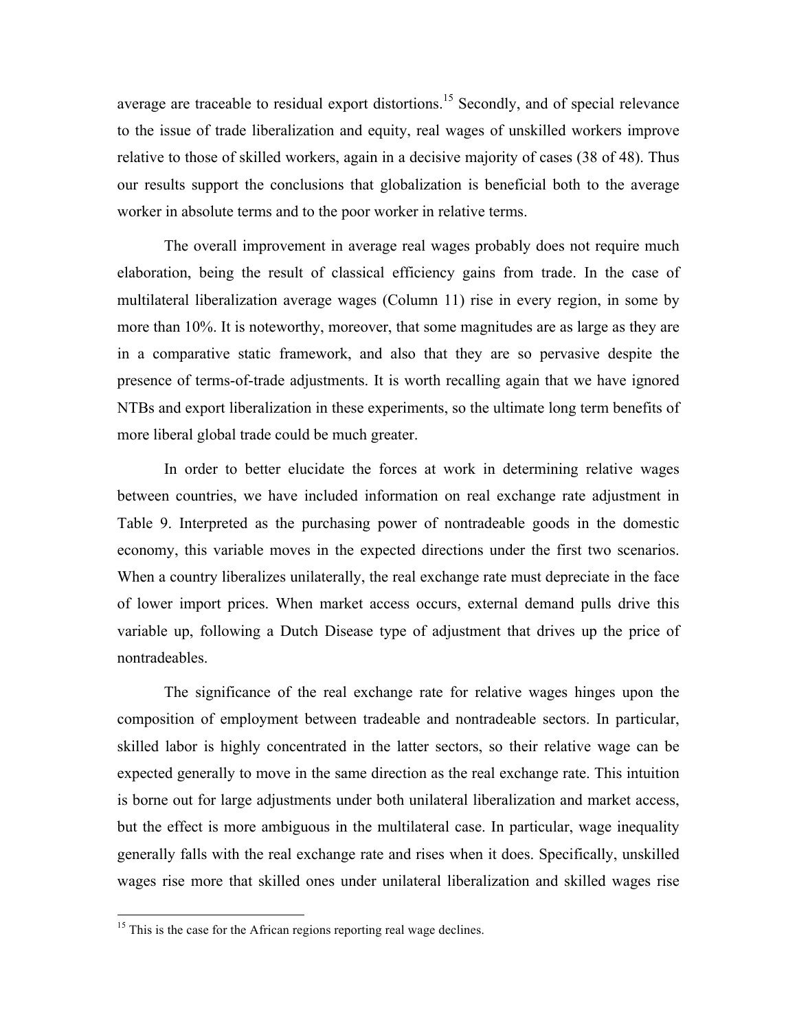average are traceable to residual export distortions.[15] Secondly, and of special relevance to the issue of trade liberalization and equity, real wages of unskilled workers improve relative to those of skilled workers, again in a decisive majority of cases (38 of 48). Thus our results support the conclusions that globalization is beneficial both to the average worker in absolute terms and to the poor worker in relative terms.

The overall improvement in average real wages probably does not require much elaboration, being the result of classical efficiency gains from trade. In the case of multilateral liberalization average wages (Column 11) rise in every region, in some by more than 10%. It is noteworthy, moreover, that some magnitudes are as large as they are in a comparative static framework, and also that they are so pervasive despite the presence of terms-of-trade adjustments. It is worth recalling again that we have ignored NTBs and export liberalization in these experiments, so the ultimate long term benefits of more liberal global trade could be much greater.

In order to better elucidate the forces at work in determining relative wages between countries, we have included information on real exchange rate adjustment in Table 9. Interpreted as the purchasing power of nontradeable goods in the domestic economy, this variable moves in the expected directions under the first two scenarios. When a country liberalizes unilaterally, the real exchange rate must depreciate in the face of lower import prices. When market access occurs, external demand pulls drive this variable up, following a Dutch Disease type of adjustment that drives up the price of nontradeables.

The significance of the real exchange rate for relative wages hinges upon the composition of employment between tradeable and nontradeable sectors. In particular, skilled labor is highly concentrated in the latter sectors, so their relative wage can be expected generally to move in the same direction as the real exchange rate. This intuition is borne out for large adjustments under both unilateral liberalization and market access, but the effect is more ambiguous in the multilateral case. In particular, wage inequality generally falls with the real exchange rate and rises when it does. Specifically, unskilled wages rise more that skilled ones under unilateral liberalization and skilled wages rise

[15] This is the case for the African regions reporting real wage declines.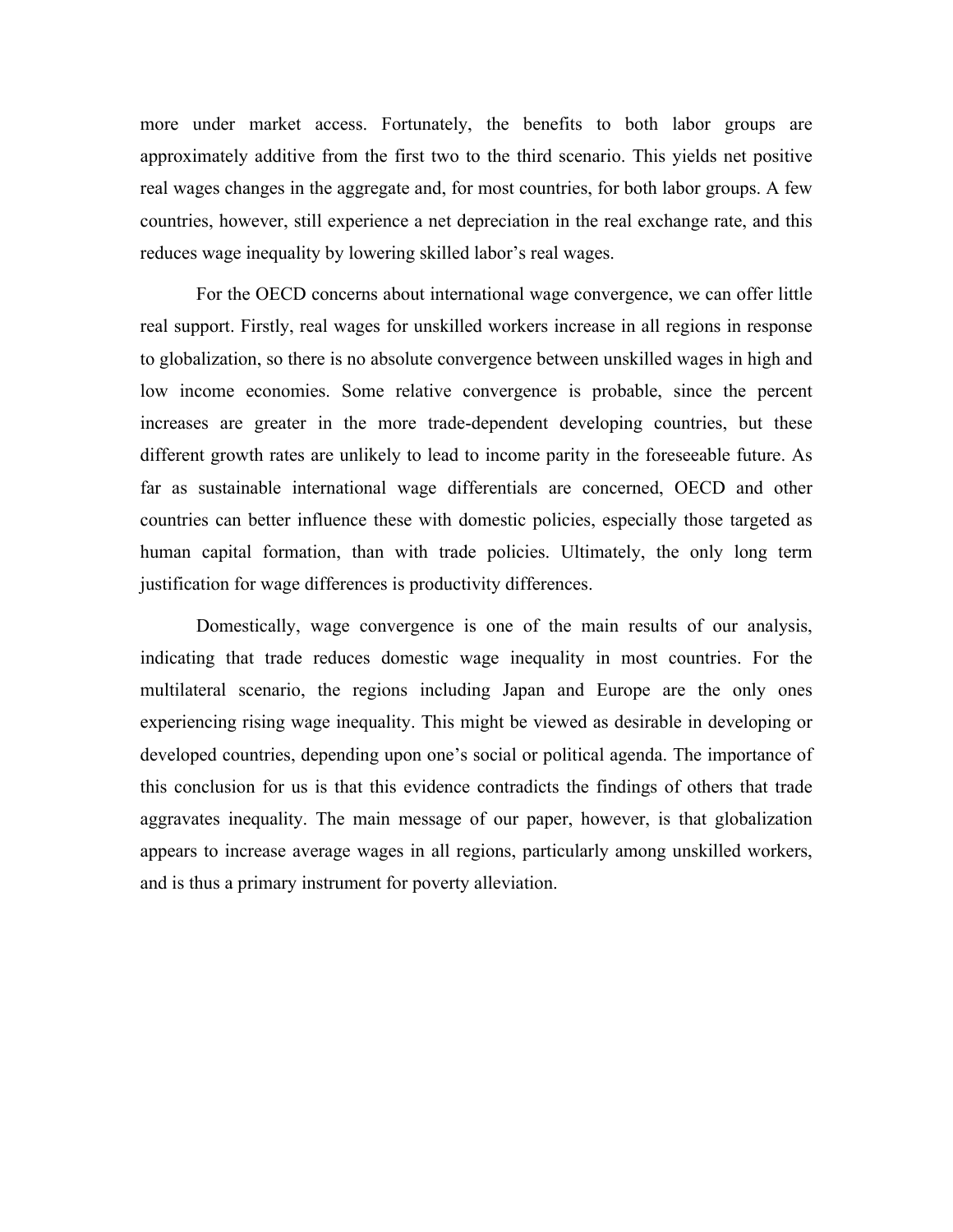more under market access. Fortunately, the benefits to both labor groups are approximately additive from the first two to the third scenario. This yields net positive real wages changes in the aggregate and, for most countries, for both labor groups. A few countries, however, still experience a net depreciation in the real exchange rate, and this reduces wage inequality by lowering skilled labor's real wages.

For the OECD concerns about international wage convergence, we can offer little real support. Firstly, real wages for unskilled workers increase in all regions in response to globalization, so there is no absolute convergence between unskilled wages in high and low income economies. Some relative convergence is probable, since the percent increases are greater in the more trade-dependent developing countries, but these different growth rates are unlikely to lead to income parity in the foreseeable future. As far as sustainable international wage differentials are concerned, OECD and other countries can better influence these with domestic policies, especially those targeted as human capital formation, than with trade policies. Ultimately, the only long term justification for wage differences is productivity differences.

Domestically, wage convergence is one of the main results of our analysis, indicating that trade reduces domestic wage inequality in most countries. For the multilateral scenario, the regions including Japan and Europe are the only ones experiencing rising wage inequality. This might be viewed as desirable in developing or developed countries, depending upon one's social or political agenda. The importance of this conclusion for us is that this evidence contradicts the findings of others that trade aggravates inequality. The main message of our paper, however, is that globalization appears to increase average wages in all regions, particularly among unskilled workers, and is thus a primary instrument for poverty alleviation.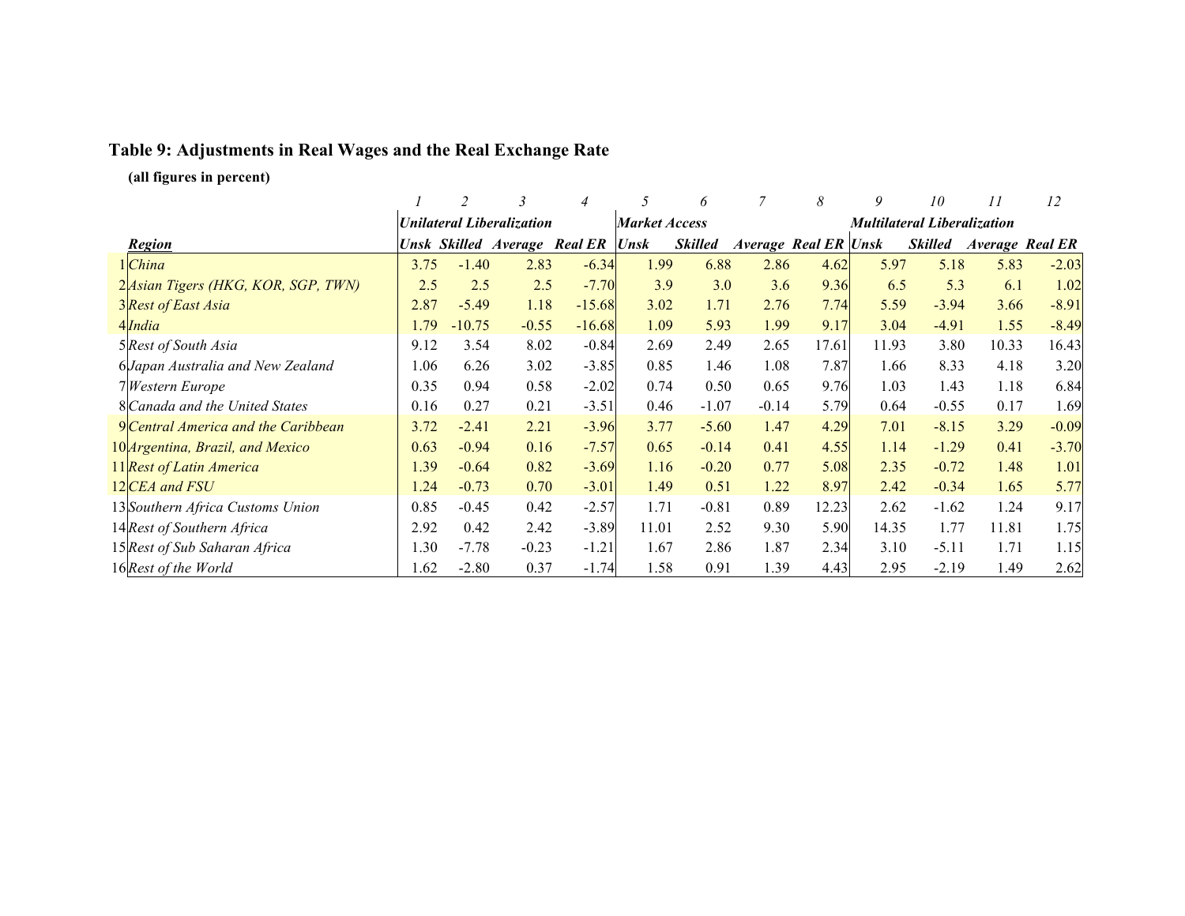## Table 9: Adjustments in Real Wages and the Real Exchange Rate

**(all figures in percent)**

| | | 1 | 2 | 3 | 4 | 5 | 6 | 7 | 8 | 9 | 10 | 11 | 12 |
|---|---|---|---|---|---|---|---|---|---|---|---|---|---|
| | | *Unilateral Liberalization* | | | | *Market Access* | | | | *Multilateral Liberalization* | | | |
| | ***Region*** | *Unsk* | *Skilled* | *Average* | *Real ER* | *Unsk* | *Skilled* | *Average* | *Real ER* | *Unsk* | *Skilled* | *Average* | *Real ER* |
| 1 | *China* | 3.75 | -1.40 | 2.83 | -6.34 | 1.99 | 6.88 | 2.86 | 4.62 | 5.97 | 5.18 | 5.83 | -2.03 |
| 2 | *Asian Tigers (HKG, KOR, SGP, TWN)* | 2.5 | 2.5 | 2.5 | -7.70 | 3.9 | 3.0 | 3.6 | 9.36 | 6.5 | 5.3 | 6.1 | 1.02 |
| 3 | *Rest of East Asia* | 2.87 | -5.49 | 1.18 | -15.68 | 3.02 | 1.71 | 2.76 | 7.74 | 5.59 | -3.94 | 3.66 | -8.91 |
| 4 | *India* | 1.79 | -10.75 | -0.55 | -16.68 | 1.09 | 5.93 | 1.99 | 9.17 | 3.04 | -4.91 | 1.55 | -8.49 |
| 5 | *Rest of South Asia* | 9.12 | 3.54 | 8.02 | -0.84 | 2.69 | 2.49 | 2.65 | 17.61 | 11.93 | 3.80 | 10.33 | 16.43 |
| 6 | *Japan Australia and New Zealand* | 1.06 | 6.26 | 3.02 | -3.85 | 0.85 | 1.46 | 1.08 | 7.87 | 1.66 | 8.33 | 4.18 | 3.20 |
| 7 | *Western Europe* | 0.35 | 0.94 | 0.58 | -2.02 | 0.74 | 0.50 | 0.65 | 9.76 | 1.03 | 1.43 | 1.18 | 6.84 |
| 8 | *Canada and the United States* | 0.16 | 0.27 | 0.21 | -3.51 | 0.46 | -1.07 | -0.14 | 5.79 | 0.64 | -0.55 | 0.17 | 1.69 |
| 9 | *Central America and the Caribbean* | 3.72 | -2.41 | 2.21 | -3.96 | 3.77 | -5.60 | 1.47 | 4.29 | 7.01 | -8.15 | 3.29 | -0.09 |
| 10 | *Argentina, Brazil, and Mexico* | 0.63 | -0.94 | 0.16 | -7.57 | 0.65 | -0.14 | 0.41 | 4.55 | 1.14 | -1.29 | 0.41 | -3.70 |
| 11 | *Rest of Latin America* | 1.39 | -0.64 | 0.82 | -3.69 | 1.16 | -0.20 | 0.77 | 5.08 | 2.35 | -0.72 | 1.48 | 1.01 |
| 12 | *CEA and FSU* | 1.24 | -0.73 | 0.70 | -3.01 | 1.49 | 0.51 | 1.22 | 8.97 | 2.42 | -0.34 | 1.65 | 5.77 |
| 13 | *Southern Africa Customs Union* | 0.85 | -0.45 | 0.42 | -2.57 | 1.71 | -0.81 | 0.89 | 12.23 | 2.62 | -1.62 | 1.24 | 9.17 |
| 14 | *Rest of Southern Africa* | 2.92 | 0.42 | 2.42 | -3.89 | 11.01 | 2.52 | 9.30 | 5.90 | 14.35 | 1.77 | 11.81 | 1.75 |
| 15 | *Rest of Sub Saharan Africa* | 1.30 | -7.78 | -0.23 | -1.21 | 1.67 | 2.86 | 1.87 | 2.34 | 3.10 | -5.11 | 1.71 | 1.15 |
| 16 | *Rest of the World* | 1.62 | -2.80 | 0.37 | -1.74 | 1.58 | 0.91 | 1.39 | 4.43 | 2.95 | -2.19 | 1.49 | 2.62 |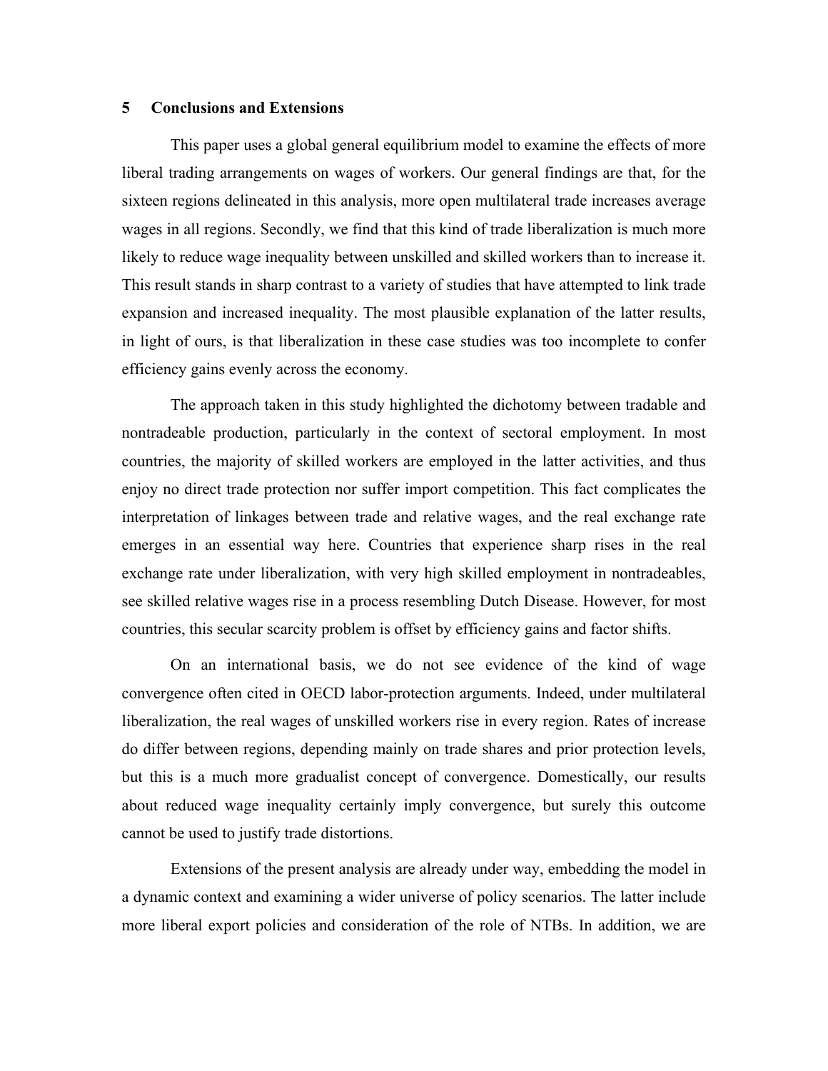## 5 Conclusions and Extensions

This paper uses a global general equilibrium model to examine the effects of more liberal trading arrangements on wages of workers. Our general findings are that, for the sixteen regions delineated in this analysis, more open multilateral trade increases average wages in all regions. Secondly, we find that this kind of trade liberalization is much more likely to reduce wage inequality between unskilled and skilled workers than to increase it. This result stands in sharp contrast to a variety of studies that have attempted to link trade expansion and increased inequality. The most plausible explanation of the latter results, in light of ours, is that liberalization in these case studies was too incomplete to confer efficiency gains evenly across the economy.

The approach taken in this study highlighted the dichotomy between tradable and nontradeable production, particularly in the context of sectoral employment. In most countries, the majority of skilled workers are employed in the latter activities, and thus enjoy no direct trade protection nor suffer import competition. This fact complicates the interpretation of linkages between trade and relative wages, and the real exchange rate emerges in an essential way here. Countries that experience sharp rises in the real exchange rate under liberalization, with very high skilled employment in nontradeables, see skilled relative wages rise in a process resembling Dutch Disease. However, for most countries, this secular scarcity problem is offset by efficiency gains and factor shifts.

On an international basis, we do not see evidence of the kind of wage convergence often cited in OECD labor-protection arguments. Indeed, under multilateral liberalization, the real wages of unskilled workers rise in every region. Rates of increase do differ between regions, depending mainly on trade shares and prior protection levels, but this is a much more gradualist concept of convergence. Domestically, our results about reduced wage inequality certainly imply convergence, but surely this outcome cannot be used to justify trade distortions.

Extensions of the present analysis are already under way, embedding the model in a dynamic context and examining a wider universe of policy scenarios. The latter include more liberal export policies and consideration of the role of NTBs. In addition, we are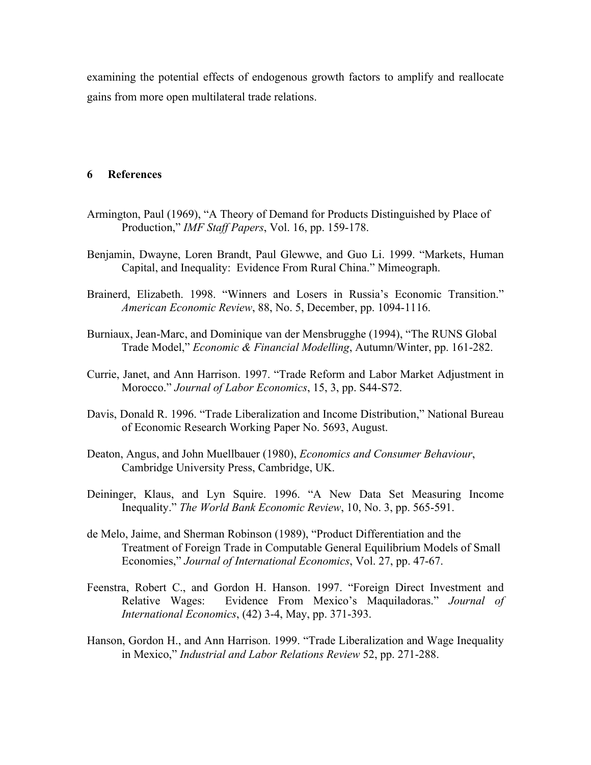examining the potential effects of endogenous growth factors to amplify and reallocate gains from more open multilateral trade relations.

## 6 References

Armington, Paul (1969), "A Theory of Demand for Products Distinguished by Place of Production," *IMF Staff Papers*, Vol. 16, pp. 159-178.

Benjamin, Dwayne, Loren Brandt, Paul Glewwe, and Guo Li. 1999. "Markets, Human Capital, and Inequality: Evidence From Rural China." Mimeograph.

Brainerd, Elizabeth. 1998. "Winners and Losers in Russia's Economic Transition." *American Economic Review*, 88, No. 5, December, pp. 1094-1116.

Burniaux, Jean-Marc, and Dominique van der Mensbrugghe (1994), "The RUNS Global Trade Model," *Economic & Financial Modelling*, Autumn/Winter, pp. 161-282.

Currie, Janet, and Ann Harrison. 1997. "Trade Reform and Labor Market Adjustment in Morocco." *Journal of Labor Economics*, 15, 3, pp. S44-S72.

Davis, Donald R. 1996. "Trade Liberalization and Income Distribution," National Bureau of Economic Research Working Paper No. 5693, August.

Deaton, Angus, and John Muellbauer (1980), *Economics and Consumer Behaviour*, Cambridge University Press, Cambridge, UK.

Deininger, Klaus, and Lyn Squire. 1996. "A New Data Set Measuring Income Inequality." *The World Bank Economic Review*, 10, No. 3, pp. 565-591.

de Melo, Jaime, and Sherman Robinson (1989), "Product Differentiation and the Treatment of Foreign Trade in Computable General Equilibrium Models of Small Economies," *Journal of International Economics*, Vol. 27, pp. 47-67.

Feenstra, Robert C., and Gordon H. Hanson. 1997. "Foreign Direct Investment and Relative Wages: Evidence From Mexico's Maquiladoras." *Journal of International Economics*, (42) 3-4, May, pp. 371-393.

Hanson, Gordon H., and Ann Harrison. 1999. "Trade Liberalization and Wage Inequality in Mexico," *Industrial and Labor Relations Review* 52, pp. 271-288.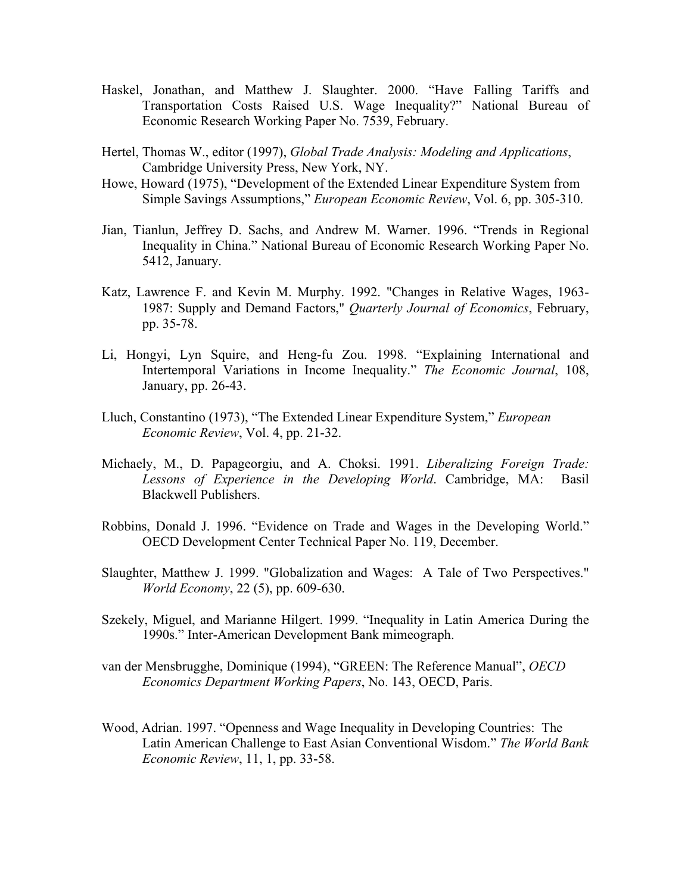Haskel, Jonathan, and Matthew J. Slaughter. 2000. "Have Falling Tariffs and Transportation Costs Raised U.S. Wage Inequality?" National Bureau of Economic Research Working Paper No. 7539, February.

Hertel, Thomas W., editor (1997), *Global Trade Analysis: Modeling and Applications*, Cambridge University Press, New York, NY.

Howe, Howard (1975), "Development of the Extended Linear Expenditure System from Simple Savings Assumptions," *European Economic Review*, Vol. 6, pp. 305-310.

Jian, Tianlun, Jeffrey D. Sachs, and Andrew M. Warner. 1996. "Trends in Regional Inequality in China." National Bureau of Economic Research Working Paper No. 5412, January.

Katz, Lawrence F. and Kevin M. Murphy. 1992. "Changes in Relative Wages, 1963-1987: Supply and Demand Factors," *Quarterly Journal of Economics*, February, pp. 35-78.

Li, Hongyi, Lyn Squire, and Heng-fu Zou. 1998. "Explaining International and Intertemporal Variations in Income Inequality." *The Economic Journal*, 108, January, pp. 26-43.

Lluch, Constantino (1973), "The Extended Linear Expenditure System," *European Economic Review*, Vol. 4, pp. 21-32.

Michaely, M., D. Papageorgiu, and A. Choksi. 1991. *Liberalizing Foreign Trade: Lessons of Experience in the Developing World*. Cambridge, MA: Basil Blackwell Publishers.

Robbins, Donald J. 1996. "Evidence on Trade and Wages in the Developing World." OECD Development Center Technical Paper No. 119, December.

Slaughter, Matthew J. 1999. "Globalization and Wages: A Tale of Two Perspectives." *World Economy*, 22 (5), pp. 609-630.

Szekely, Miguel, and Marianne Hilgert. 1999. "Inequality in Latin America During the 1990s." Inter-American Development Bank mimeograph.

van der Mensbrugghe, Dominique (1994), "GREEN: The Reference Manual", *OECD Economics Department Working Papers*, No. 143, OECD, Paris.

Wood, Adrian. 1997. "Openness and Wage Inequality in Developing Countries: The Latin American Challenge to East Asian Conventional Wisdom." *The World Bank Economic Review*, 11, 1, pp. 33-58.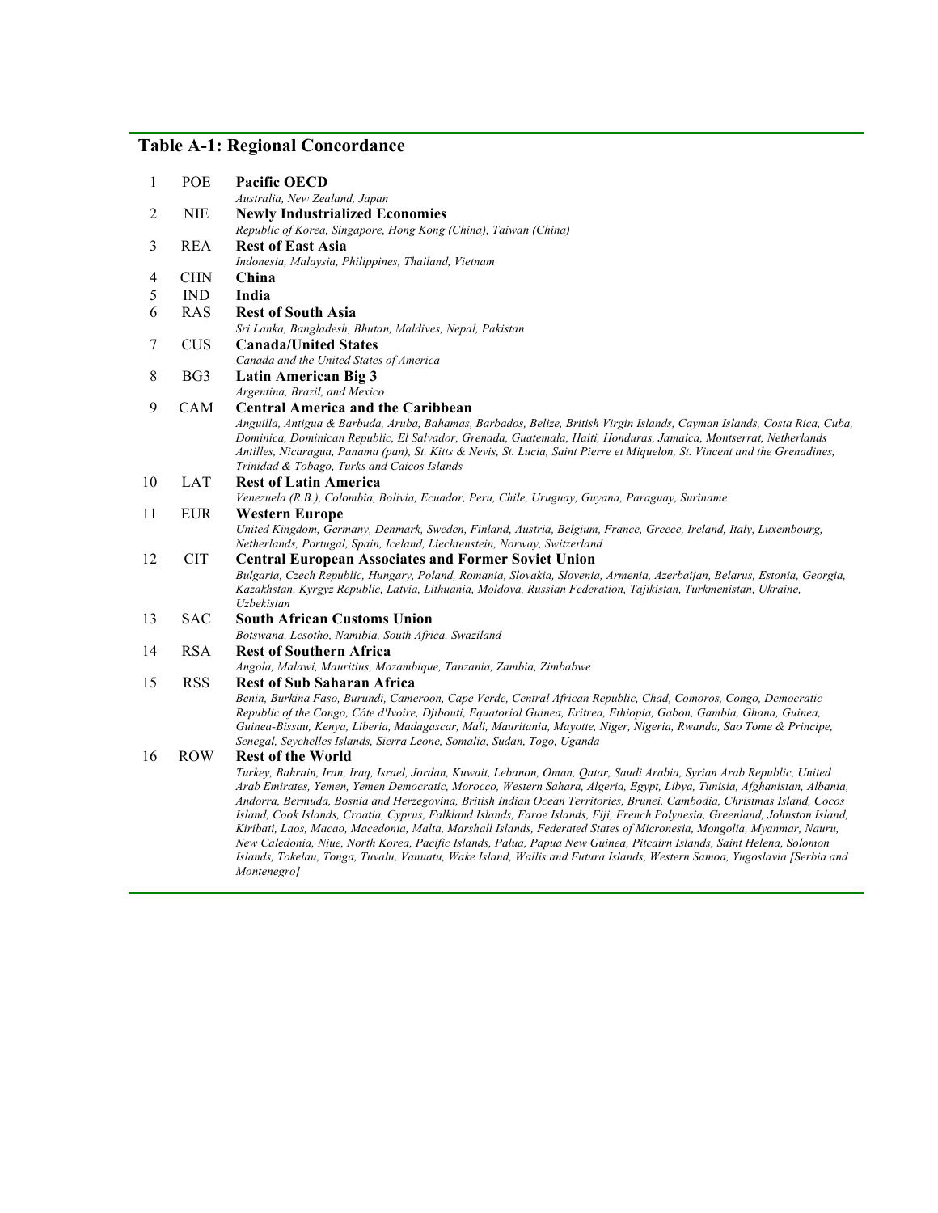## Table A-1: Regional Concordance

| No. | Code | Region |
|---|---|---|
| 1 | POE | **Pacific OECD**<br>*Australia, New Zealand, Japan* |
| 2 | NIE | **Newly Industrialized Economies**<br>*Republic of Korea, Singapore, Hong Kong (China), Taiwan (China)* |
| 3 | REA | **Rest of East Asia**<br>*Indonesia, Malaysia, Philippines, Thailand, Vietnam* |
| 4 | CHN | **China** |
| 5 | IND | **India** |
| 6 | RAS | **Rest of South Asia**<br>*Sri Lanka, Bangladesh, Bhutan, Maldives, Nepal, Pakistan* |
| 7 | CUS | **Canada/United States**<br>*Canada and the United States of America* |
| 8 | BG3 | **Latin American Big 3**<br>*Argentina, Brazil, and Mexico* |
| 9 | CAM | **Central America and the Caribbean**<br>*Anguilla, Antigua & Barbuda, Aruba, Bahamas, Barbados, Belize, British Virgin Islands, Cayman Islands, Costa Rica, Cuba, Dominica, Dominican Republic, El Salvador, Grenada, Guatemala, Haiti, Honduras, Jamaica, Montserrat, Netherlands Antilles, Nicaragua, Panama (pan), St. Kitts & Nevis, St. Lucia, Saint Pierre et Miquelon, St. Vincent and the Grenadines, Trinidad & Tobago, Turks and Caicos Islands* |
| 10 | LAT | **Rest of Latin America**<br>*Venezuela (R.B.), Colombia, Bolivia, Ecuador, Peru, Chile, Uruguay, Guyana, Paraguay, Suriname* |
| 11 | EUR | **Western Europe**<br>*United Kingdom, Germany, Denmark, Sweden, Finland, Austria, Belgium, France, Greece, Ireland, Italy, Luxembourg, Netherlands, Portugal, Spain, Iceland, Liechtenstein, Norway, Switzerland* |
| 12 | CIT | **Central European Associates and Former Soviet Union**<br>*Bulgaria, Czech Republic, Hungary, Poland, Romania, Slovakia, Slovenia, Armenia, Azerbaijan, Belarus, Estonia, Georgia, Kazakhstan, Kyrgyz Republic, Latvia, Lithuania, Moldova, Russian Federation, Tajikistan, Turkmenistan, Ukraine, Uzbekistan* |
| 13 | SAC | **South African Customs Union**<br>*Botswana, Lesotho, Namibia, South Africa, Swaziland* |
| 14 | RSA | **Rest of Southern Africa**<br>*Angola, Malawi, Mauritius, Mozambique, Tanzania, Zambia, Zimbabwe* |
| 15 | RSS | **Rest of Sub Saharan Africa**<br>*Benin, Burkina Faso, Burundi, Cameroon, Cape Verde, Central African Republic, Chad, Comoros, Congo, Democratic Republic of the Congo, Côte d'Ivoire, Djibouti, Equatorial Guinea, Eritrea, Ethiopia, Gabon, Gambia, Ghana, Guinea, Guinea-Bissau, Kenya, Liberia, Madagascar, Mali, Mauritania, Mayotte, Niger, Nigeria, Rwanda, Sao Tome & Principe, Senegal, Seychelles Islands, Sierra Leone, Somalia, Sudan, Togo, Uganda* |
| 16 | ROW | **Rest of the World**<br>*Turkey, Bahrain, Iran, Iraq, Israel, Jordan, Kuwait, Lebanon, Oman, Qatar, Saudi Arabia, Syrian Arab Republic, United Arab Emirates, Yemen, Yemen Democratic, Morocco, Western Sahara, Algeria, Egypt, Libya, Tunisia, Afghanistan, Albania, Andorra, Bermuda, Bosnia and Herzegovina, British Indian Ocean Territories, Brunei, Cambodia, Christmas Island, Cocos Island, Cook Islands, Croatia, Cyprus, Falkland Islands, Faroe Islands, Fiji, French Polynesia, Greenland, Johnston Island, Kiribati, Laos, Macao, Macedonia, Malta, Marshall Islands, Federated States of Micronesia, Mongolia, Myanmar, Nauru, New Caledonia, Niue, North Korea, Pacific Islands, Palua, Papua New Guinea, Pitcairn Islands, Saint Helena, Solomon Islands, Tokelau, Tonga, Tuvalu, Vanuatu, Wake Island, Wallis and Futura Islands, Western Samoa, Yugoslavia [Serbia and Montenegro]* |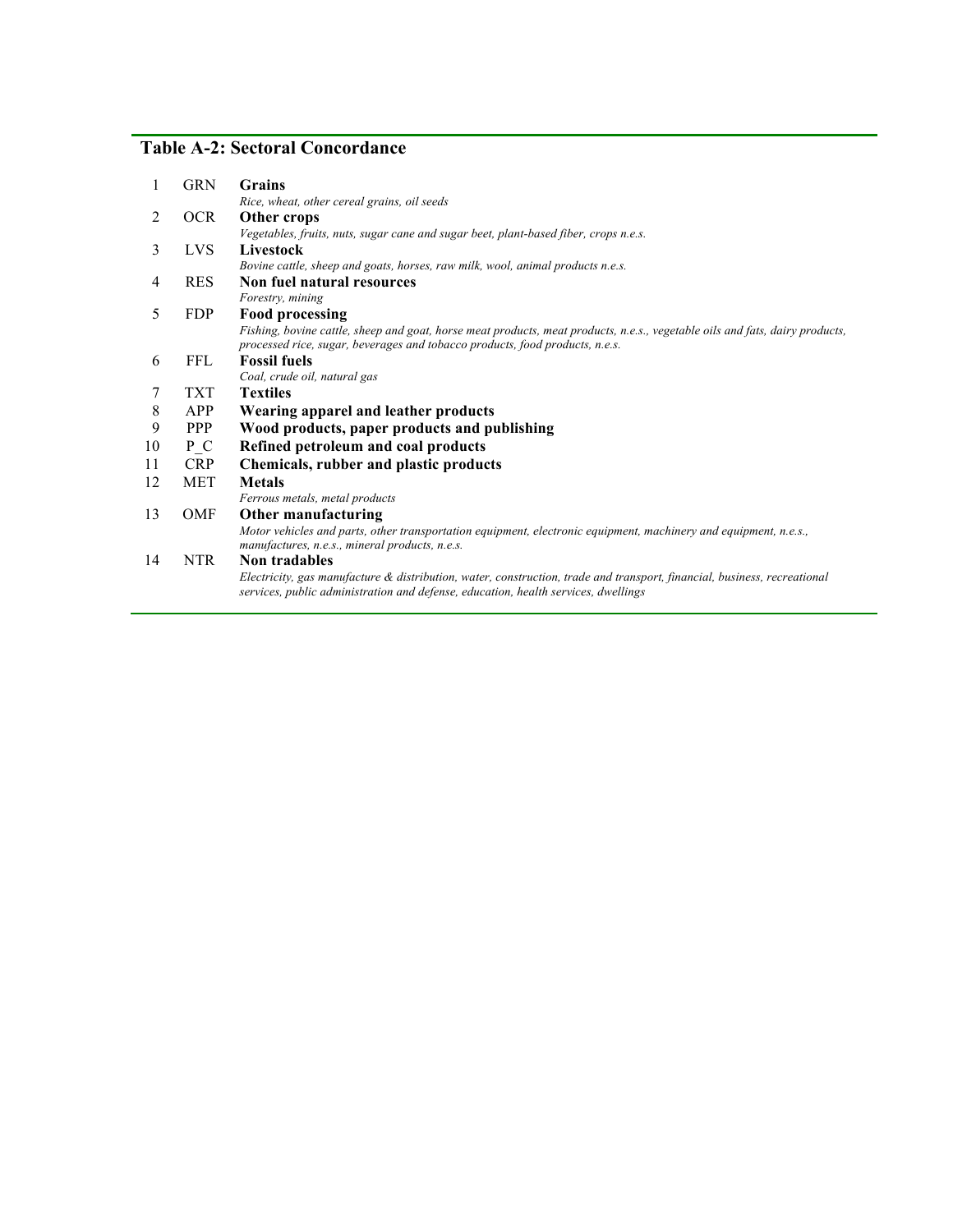## Table A-2: Sectoral Concordance

| | | |
|---|---|---|
| 1 | GRN | **Grains**<br>*Rice, wheat, other cereal grains, oil seeds* |
| 2 | OCR | **Other crops**<br>*Vegetables, fruits, nuts, sugar cane and sugar beet, plant-based fiber, crops n.e.s.* |
| 3 | LVS | **Livestock**<br>*Bovine cattle, sheep and goats, horses, raw milk, wool, animal products n.e.s.* |
| 4 | RES | **Non fuel natural resources**<br>*Forestry, mining* |
| 5 | FDP | **Food processing**<br>*Fishing, bovine cattle, sheep and goat, horse meat products, meat products, n.e.s., vegetable oils and fats, dairy products, processed rice, sugar, beverages and tobacco products, food products, n.e.s.* |
| 6 | FFL | **Fossil fuels**<br>*Coal, crude oil, natural gas* |
| 7 | TXT | **Textiles** |
| 8 | APP | **Wearing apparel and leather products** |
| 9 | PPP | **Wood products, paper products and publishing** |
| 10 | P_C | **Refined petroleum and coal products** |
| 11 | CRP | **Chemicals, rubber and plastic products** |
| 12 | MET | **Metals**<br>*Ferrous metals, metal products* |
| 13 | OMF | **Other manufacturing**<br>*Motor vehicles and parts, other transportation equipment, electronic equipment, machinery and equipment, n.e.s., manufactures, n.e.s., mineral products, n.e.s.* |
| 14 | NTR | **Non tradables**<br>*Electricity, gas manufacture & distribution, water, construction, trade and transport, financial, business, recreational services, public administration and defense, education, health services, dwellings* |